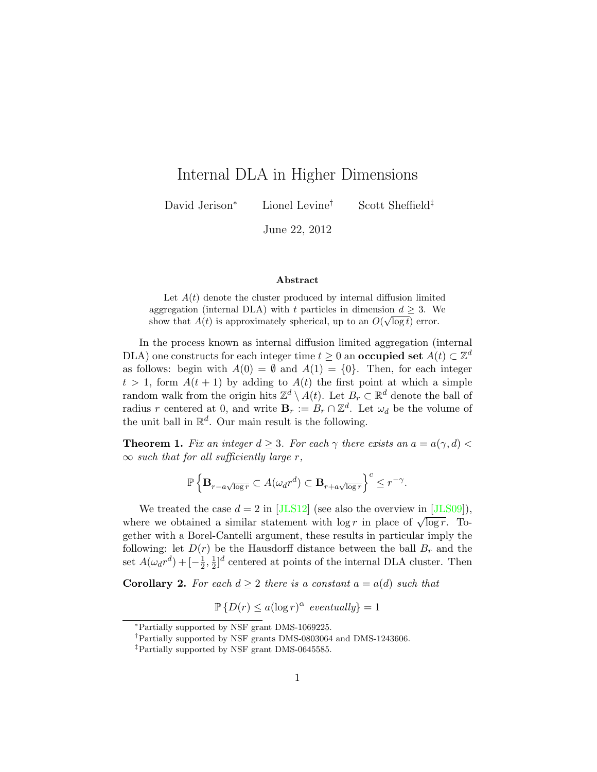# Internal DLA in Higher Dimensions

David Jerison[*] Lionel Levine[†] Scott Sheffield[‡]

June 22, 2012

### Abstract

Let $A(t)$ denote the cluster produced by internal diffusion limited aggregation (internal DLA) with $t$ particles in dimension $d \geq 3$. We show that $A(t)$ is approximately spherical, up to an $O(\sqrt{\log t})$ error.

In the process known as internal diffusion limited aggregation (internal DLA) one constructs for each integer time $t \geq 0$ an **occupied set** $A(t) \subset \mathbb{Z}^d$ as follows: begin with $A(0) = \emptyset$ and $A(1) = \{0\}$. Then, for each integer $t > 1$, form $A(t+1)$ by adding to $A(t)$ the first point at which a simple random walk from the origin hits $\mathbb{Z}^d \setminus A(t)$. Let $B_r \subset \mathbb{R}^d$ denote the ball of radius $r$ centered at 0, and write $\mathbf{B}_r := B_r \cap \mathbb{Z}^d$. Let $\omega_d$ be the volume of the unit ball in $\mathbb{R}^d$. Our main result is the following.

**Theorem 1.** *Fix an integer $d \geq 3$. For each $\gamma$ there exists an $a = a(\gamma, d) < \infty$ such that for all sufficiently large $r$,*

$$\mathbb{P}\left\{\mathbf{B}_{r-a\sqrt{\log r}} \subset A(\omega_d r^d) \subset \mathbf{B}_{r+a\sqrt{\log r}}\right\}^c \leq r^{-\gamma}.$$

We treated the case $d = 2$ in [JLS12] (see also the overview in [JLS09]), where we obtained a similar statement with $\log r$ in place of $\sqrt{\log r}$. Together with a Borel-Cantelli argument, these results in particular imply the following: let $D(r)$ be the Hausdorff distance between the ball $B_r$ and the set $A(\omega_d r^d) + [-\frac{1}{2}, \frac{1}{2}]^d$ centered at points of the internal DLA cluster. Then

**Corollary 2.** *For each $d \geq 2$ there is a constant $a = a(d)$ such that*

$$\mathbb{P}\left\{D(r) \leq a(\log r)^\alpha \text{ eventually}\right\} = 1$$

---

[*] Partially supported by NSF grant DMS-1069225.

[†] Partially supported by NSF grants DMS-0803064 and DMS-1243606.

[‡] Partially supported by NSF grant DMS-0645585.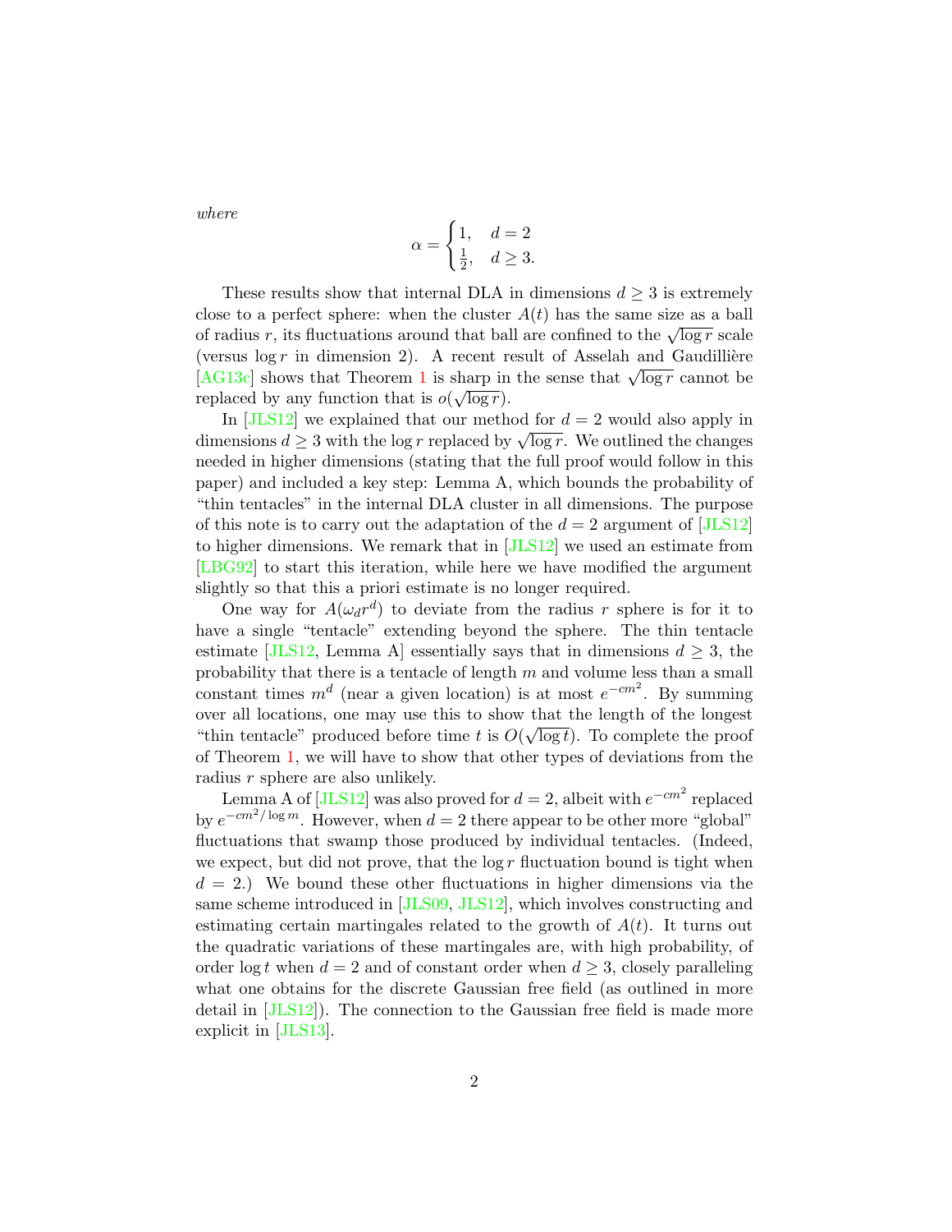*where*

$$\alpha = \begin{cases} 1, & d = 2 \\ \frac{1}{2}, & d \geq 3. \end{cases}$$

These results show that internal DLA in dimensions $d \geq 3$ is extremely close to a perfect sphere: when the cluster $A(t)$ has the same size as a ball of radius $r$, its fluctuations around that ball are confined to the $\sqrt{\log r}$ scale (versus $\log r$ in dimension 2). A recent result of Asselah and Gaudillière [AG13c] shows that Theorem 1 is sharp in the sense that $\sqrt{\log r}$ cannot be replaced by any function that is $o(\sqrt{\log r})$.

In [JLS12] we explained that our method for $d = 2$ would also apply in dimensions $d \geq 3$ with the $\log r$ replaced by $\sqrt{\log r}$. We outlined the changes needed in higher dimensions (stating that the full proof would follow in this paper) and included a key step: Lemma A, which bounds the probability of "thin tentacles" in the internal DLA cluster in all dimensions. The purpose of this note is to carry out the adaptation of the $d = 2$ argument of [JLS12] to higher dimensions. We remark that in [JLS12] we used an estimate from [LBG92] to start this iteration, while here we have modified the argument slightly so that this a priori estimate is no longer required.

One way for $A(\omega_d r^d)$ to deviate from the radius $r$ sphere is for it to have a single "tentacle" extending beyond the sphere. The thin tentacle estimate [JLS12, Lemma A] essentially says that in dimensions $d \geq 3$, the probability that there is a tentacle of length $m$ and volume less than a small constant times $m^d$ (near a given location) is at most $e^{-cm^2}$. By summing over all locations, one may use this to show that the length of the longest "thin tentacle" produced before time $t$ is $O(\sqrt{\log t})$. To complete the proof of Theorem 1, we will have to show that other types of deviations from the radius $r$ sphere are also unlikely.

Lemma A of [JLS12] was also proved for $d = 2$, albeit with $e^{-cm^2}$ replaced by $e^{-cm^2/\log m}$. However, when $d = 2$ there appear to be other more "global" fluctuations that swamp those produced by individual tentacles. (Indeed, we expect, but did not prove, that the $\log r$ fluctuation bound is tight when $d = 2$.) We bound these other fluctuations in higher dimensions via the same scheme introduced in [JLS09, JLS12], which involves constructing and estimating certain martingales related to the growth of $A(t)$. It turns out the quadratic variations of these martingales are, with high probability, of order $\log t$ when $d = 2$ and of constant order when $d \geq 3$, closely paralleling what one obtains for the discrete Gaussian free field (as outlined in more detail in [JLS12]). The connection to the Gaussian free field is made more explicit in [JLS13].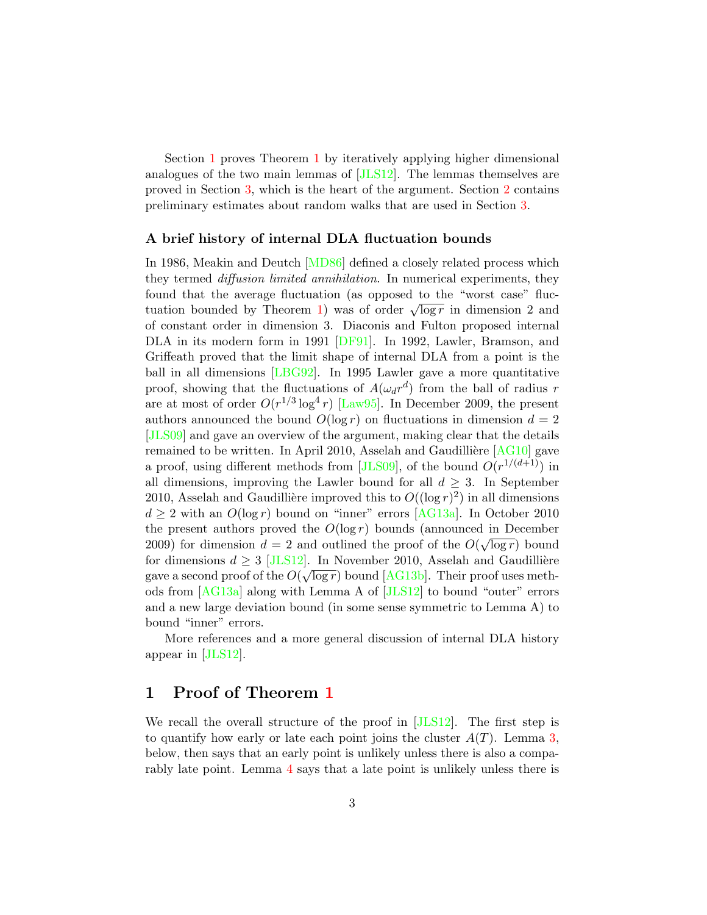Section 1 proves Theorem 1 by iteratively applying higher dimensional analogues of the two main lemmas of [JLS12]. The lemmas themselves are proved in Section 3, which is the heart of the argument. Section 2 contains preliminary estimates about random walks that are used in Section 3.

### A brief history of internal DLA fluctuation bounds

In 1986, Meakin and Deutch [MD86] defined a closely related process which they termed *diffusion limited annihilation*. In numerical experiments, they found that the average fluctuation (as opposed to the "worst case" fluctuation bounded by Theorem 1) was of order $\sqrt{\log r}$ in dimension 2 and of constant order in dimension 3. Diaconis and Fulton proposed internal DLA in its modern form in 1991 [DF91]. In 1992, Lawler, Bramson, and Griffeath proved that the limit shape of internal DLA from a point is the ball in all dimensions [LBG92]. In 1995 Lawler gave a more quantitative proof, showing that the fluctuations of $A(\omega_d r^d)$ from the ball of radius $r$ are at most of order $O(r^{1/3} \log^4 r)$ [Law95]. In December 2009, the present authors announced the bound $O(\log r)$ on fluctuations in dimension $d = 2$ [JLS09] and gave an overview of the argument, making clear that the details remained to be written. In April 2010, Asselah and Gaudillière [AG10] gave a proof, using different methods from [JLS09], of the bound $O(r^{1/(d+1)})$ in all dimensions, improving the Lawler bound for all $d \geq 3$. In September 2010, Asselah and Gaudillière improved this to $O((\log r)^2)$ in all dimensions $d \geq 2$ with an $O(\log r)$ bound on "inner" errors [AG13a]. In October 2010 the present authors proved the $O(\log r)$ bounds (announced in December 2009) for dimension $d = 2$ and outlined the proof of the $O(\sqrt{\log r})$ bound for dimensions $d \geq 3$ [JLS12]. In November 2010, Asselah and Gaudillière gave a second proof of the $O(\sqrt{\log r})$ bound [AG13b]. Their proof uses methods from [AG13a] along with Lemma A of [JLS12] to bound "outer" errors and a new large deviation bound (in some sense symmetric to Lemma A) to bound "inner" errors.

More references and a more general discussion of internal DLA history appear in [JLS12].

## 1 Proof of Theorem 1

We recall the overall structure of the proof in [JLS12]. The first step is to quantify how early or late each point joins the cluster $A(T)$. Lemma 3, below, then says that an early point is unlikely unless there is also a comparably late point. Lemma 4 says that a late point is unlikely unless there is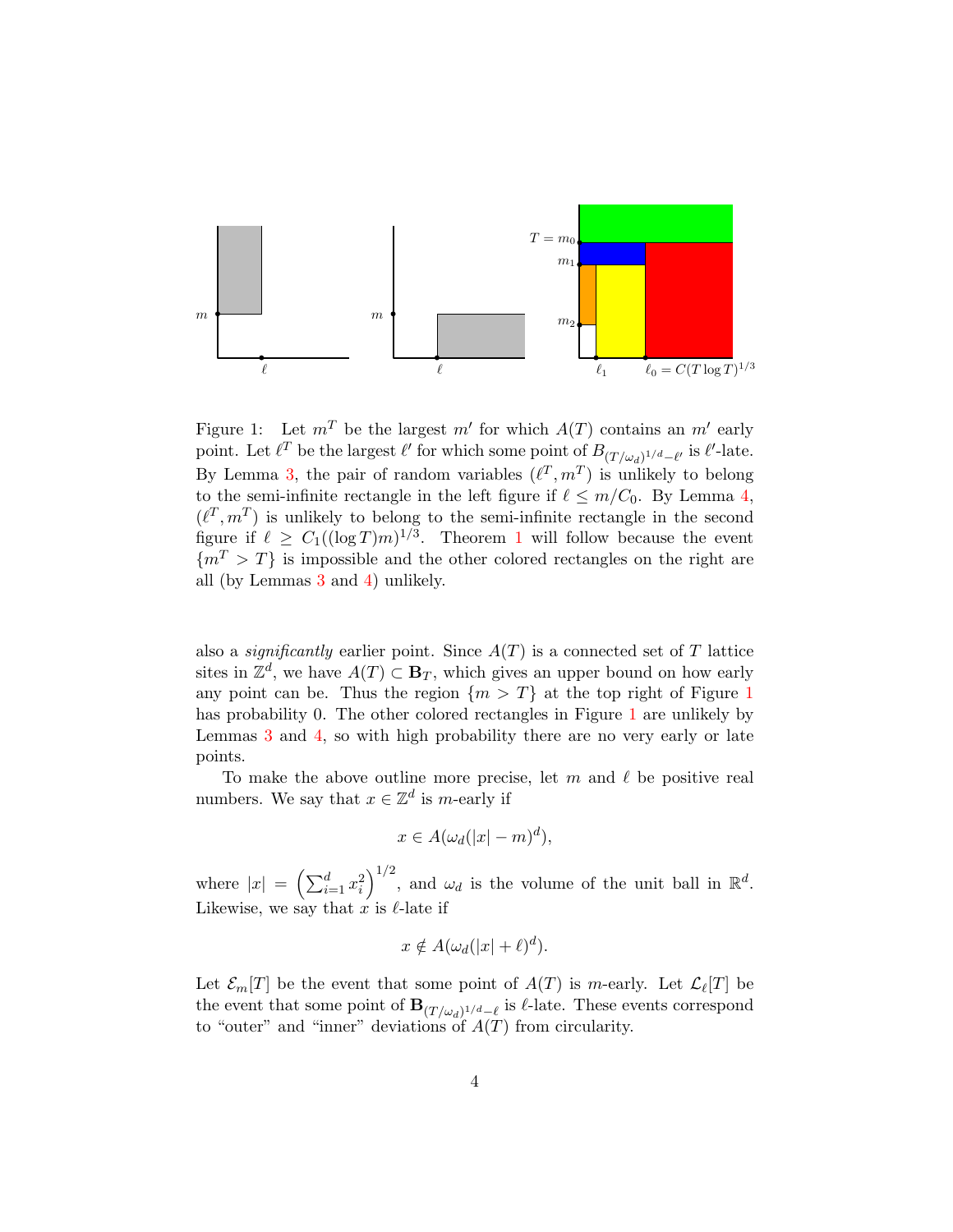Figure 1: Let $m^T$ be the largest $m'$ for which $A(T)$ contains an $m'$ early point. Let $\ell^T$ be the largest $\ell'$ for which some point of $B_{(T/\omega_d)^{1/d}-\ell'}$ is $\ell'$-late. By Lemma 3, the pair of random variables $(\ell^T, m^T)$ is unlikely to belong to the semi-infinite rectangle in the left figure if $\ell \leq m/C_0$. By Lemma 4, $(\ell^T, m^T)$ is unlikely to belong to the semi-infinite rectangle in the second figure if $\ell \geq C_1((\log T)m)^{1/3}$. Theorem 1 will follow because the event $\{m^T > T\}$ is impossible and the other colored rectangles on the right are all (by Lemmas 3 and 4) unlikely.

also a *significantly* earlier point. Since $A(T)$ is a connected set of $T$ lattice sites in $\mathbb{Z}^d$, we have $A(T) \subset \mathbf{B}_T$, which gives an upper bound on how early any point can be. Thus the region $\{m > T\}$ at the top right of Figure 1 has probability 0. The other colored rectangles in Figure 1 are unlikely by Lemmas 3 and 4, so with high probability there are no very early or late points.

To make the above outline more precise, let $m$ and $\ell$ be positive real numbers. We say that $x \in \mathbb{Z}^d$ is $m$-early if

$$x \in A(\omega_d(|x| - m)^d),$$

where $|x| = \left(\sum_{i=1}^d x_i^2\right)^{1/2}$, and $\omega_d$ is the volume of the unit ball in $\mathbb{R}^d$. Likewise, we say that $x$ is $\ell$-late if

$$x \notin A(\omega_d(|x| + \ell)^d).$$

Let $\mathcal{E}_m[T]$ be the event that some point of $A(T)$ is $m$-early. Let $\mathcal{L}_\ell[T]$ be the event that some point of $\mathbf{B}_{(T/\omega_d)^{1/d}-\ell}$ is $\ell$-late. These events correspond to "outer" and "inner" deviations of $A(T)$ from circularity.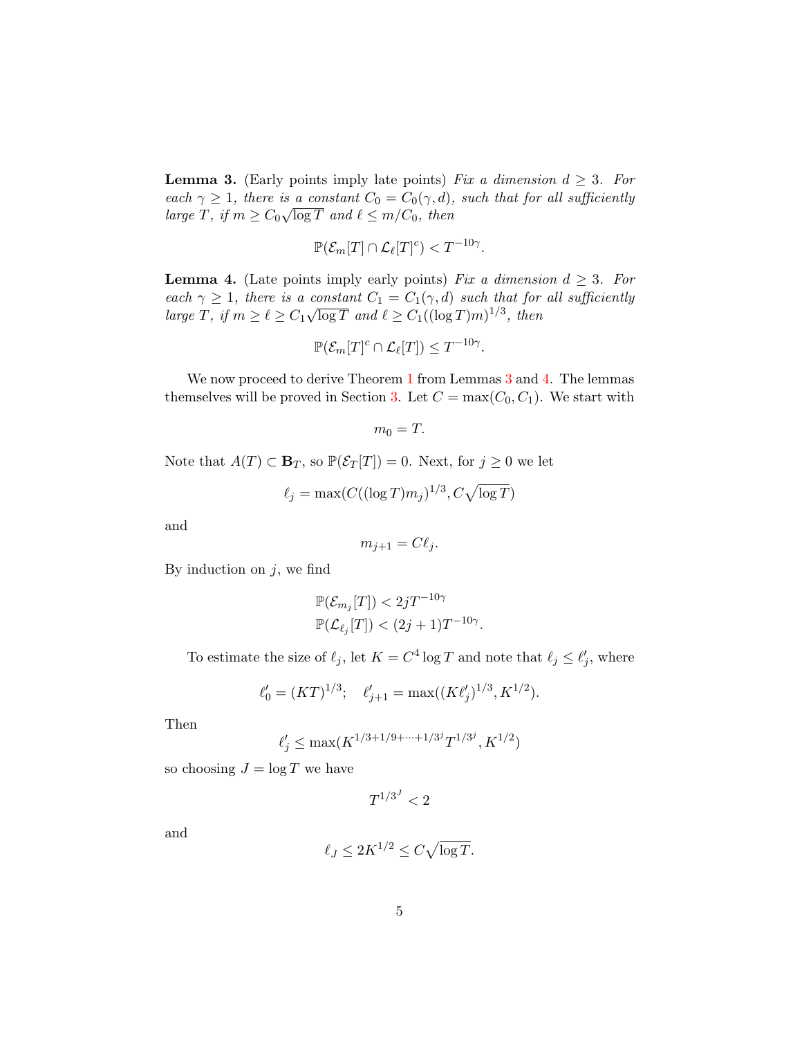**Lemma 3.** (Early points imply late points) *Fix a dimension $d \geq 3$. For each $\gamma \geq 1$, there is a constant $C_0 = C_0(\gamma, d)$, such that for all sufficiently large $T$, if $m \geq C_0\sqrt{\log T}$ and $\ell \leq m/C_0$, then*

$$\mathbb{P}(\mathcal{E}_m[T] \cap \mathcal{L}_\ell[T]^c) < T^{-10\gamma}.$$

**Lemma 4.** (Late points imply early points) *Fix a dimension $d \geq 3$. For each $\gamma \geq 1$, there is a constant $C_1 = C_1(\gamma, d)$ such that for all sufficiently large $T$, if $m \geq \ell \geq C_1\sqrt{\log T}$ and $\ell \geq C_1((\log T)m)^{1/3}$, then*

$$\mathbb{P}(\mathcal{E}_m[T]^c \cap \mathcal{L}_\ell[T]) \leq T^{-10\gamma}.$$

We now proceed to derive Theorem 1 from Lemmas 3 and 4. The lemmas themselves will be proved in Section 3. Let $C = \max(C_0, C_1)$. We start with

$$m_0 = T.$$

Note that $A(T) \subset \mathbf{B}_T$, so $\mathbb{P}(\mathcal{E}_T[T]) = 0$. Next, for $j \geq 0$ we let

$$\ell_j = \max(C((\log T)m_j)^{1/3}, C\sqrt{\log T})$$

and

$$m_{j+1} = C\ell_j.$$

By induction on $j$, we find

$$\mathbb{P}(\mathcal{E}_{m_j}[T]) < 2jT^{-10\gamma}$$
$$\mathbb{P}(\mathcal{L}_{\ell_j}[T]) < (2j+1)T^{-10\gamma}.$$

To estimate the size of $\ell_j$, let $K = C^4 \log T$ and note that $\ell_j \leq \ell'_j$, where

$$\ell'_0 = (KT)^{1/3}; \quad \ell'_{j+1} = \max((K\ell'_j)^{1/3}, K^{1/2}).$$

Then

$$\ell'_j \leq \max(K^{1/3+1/9+\cdots+1/3^j}T^{1/3^j}, K^{1/2})$$

so choosing $J = \log T$ we have

$$T^{1/3^J} < 2$$

and

$$\ell_J \leq 2K^{1/2} \leq C\sqrt{\log T}.$$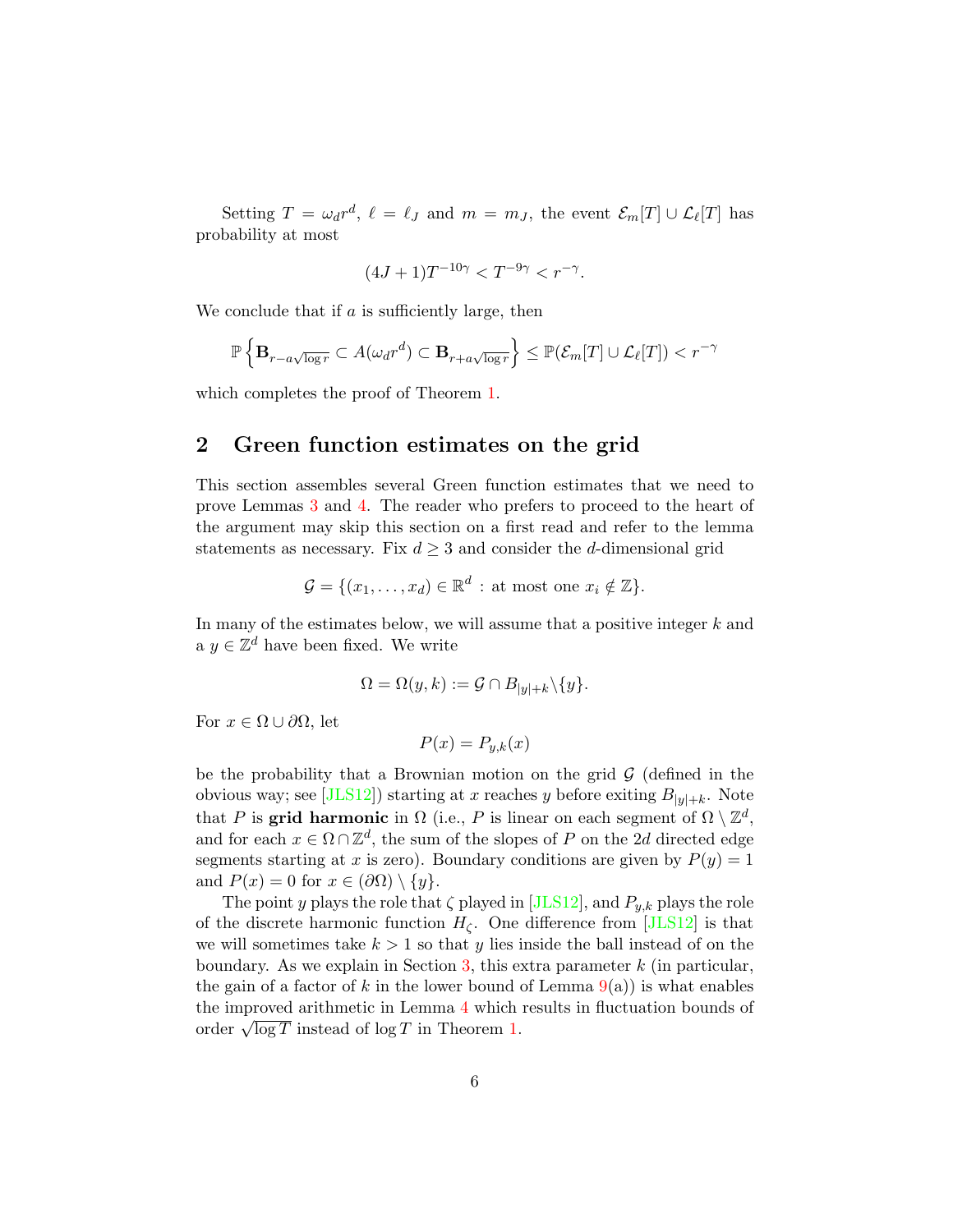Setting $T = \omega_d r^d$, $\ell = \ell_J$ and $m = m_J$, the event $\mathcal{E}_m[T] \cup \mathcal{L}_\ell[T]$ has probability at most

$$(4J+1)T^{-10\gamma} < T^{-9\gamma} < r^{-\gamma}.$$

We conclude that if $a$ is sufficiently large, then

$$\mathbb{P}\left\{\mathbf{B}_{r-a\sqrt{\log r}} \subset A(\omega_d r^d) \subset \mathbf{B}_{r+a\sqrt{\log r}}\right\} \leq \mathbb{P}(\mathcal{E}_m[T] \cup \mathcal{L}_\ell[T]) < r^{-\gamma}$$

which completes the proof of Theorem 1.

## 2 Green function estimates on the grid

This section assembles several Green function estimates that we need to prove Lemmas 3 and 4. The reader who prefers to proceed to the heart of the argument may skip this section on a first read and refer to the lemma statements as necessary. Fix $d \geq 3$ and consider the $d$-dimensional grid

$$\mathcal{G} = \{(x_1, \ldots, x_d) \in \mathbb{R}^d : \text{at most one } x_i \notin \mathbb{Z}\}.$$

In many of the estimates below, we will assume that a positive integer $k$ and a $y \in \mathbb{Z}^d$ have been fixed. We write

$$\Omega = \Omega(y,k) := \mathcal{G} \cap B_{|y|+k} \backslash \{y\}.$$

For $x \in \Omega \cup \partial\Omega$, let

$$P(x) = P_{y,k}(x)$$

be the probability that a Brownian motion on the grid $\mathcal{G}$ (defined in the obvious way; see [JLS12]) starting at $x$ reaches $y$ before exiting $B_{|y|+k}$. Note that $P$ is **grid harmonic** in $\Omega$ (i.e., $P$ is linear on each segment of $\Omega \setminus \mathbb{Z}^d$, and for each $x \in \Omega \cap \mathbb{Z}^d$, the sum of the slopes of $P$ on the $2d$ directed edge segments starting at $x$ is zero). Boundary conditions are given by $P(y) = 1$ and $P(x) = 0$ for $x \in (\partial\Omega) \setminus \{y\}$.

The point $y$ plays the role that $\zeta$ played in [JLS12], and $P_{y,k}$ plays the role of the discrete harmonic function $H_\zeta$. One difference from [JLS12] is that we will sometimes take $k > 1$ so that $y$ lies inside the ball instead of on the boundary. As we explain in Section 3, this extra parameter $k$ (in particular, the gain of a factor of $k$ in the lower bound of Lemma 9(a)) is what enables the improved arithmetic in Lemma 4 which results in fluctuation bounds of order $\sqrt{\log T}$ instead of $\log T$ in Theorem 1.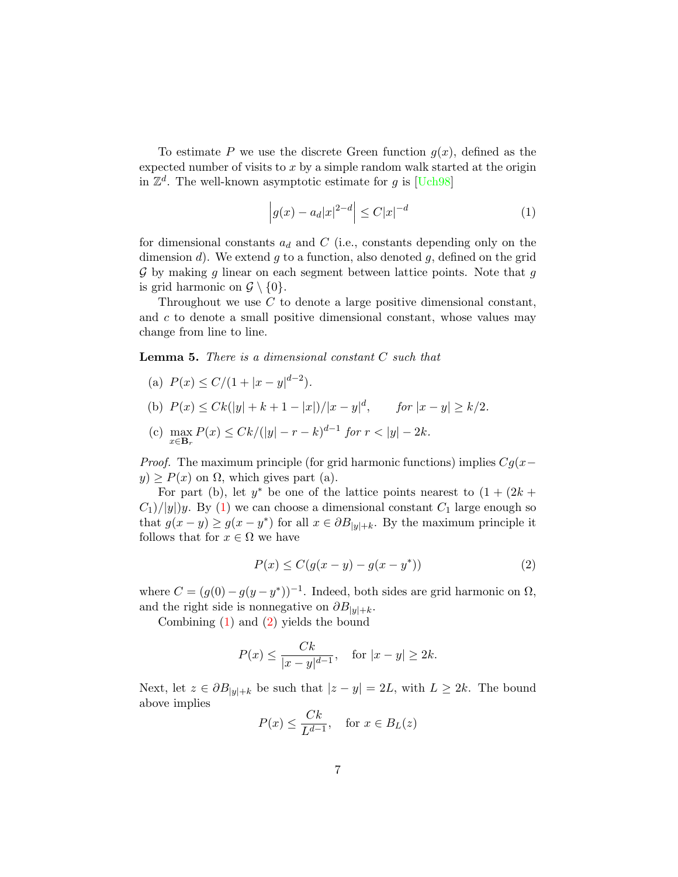To estimate $P$ we use the discrete Green function $g(x)$, defined as the expected number of visits to $x$ by a simple random walk started at the origin in $\mathbb{Z}^d$. The well-known asymptotic estimate for $g$ is [Uch98]

$$\left| g(x) - a_d |x|^{2-d} \right| \leq C|x|^{-d} \tag{1}$$

for dimensional constants $a_d$ and $C$ (i.e., constants depending only on the dimension $d$). We extend $g$ to a function, also denoted $g$, defined on the grid $\mathcal{G}$ by making $g$ linear on each segment between lattice points. Note that $g$ is grid harmonic on $\mathcal{G} \setminus \{0\}$.

Throughout we use $C$ to denote a large positive dimensional constant, and $c$ to denote a small positive dimensional constant, whose values may change from line to line.

**Lemma 5.** *There is a dimensional constant $C$ such that*

(a) $P(x) \leq C/(1 + |x-y|^{d-2})$.

(b) $P(x) \leq Ck(|y| + k + 1 - |x|)/|x-y|^d$, *for* $|x - y| \geq k/2$.

(c) $\max_{x \in \mathbf{B}_r} P(x) \leq Ck/(|y| - r - k)^{d-1}$ *for* $r < |y| - 2k$.

*Proof.* The maximum principle (for grid harmonic functions) implies $Cg(x - y) \geq P(x)$ on $\Omega$, which gives part (a).

For part (b), let $y^*$ be one of the lattice points nearest to $(1 + (2k + C_1)/|y|)y$. By (1) we can choose a dimensional constant $C_1$ large enough so that $g(x - y) \geq g(x - y^*)$ for all $x \in \partial B_{|y|+k}$. By the maximum principle it follows that for $x \in \Omega$ we have

$$P(x) \leq C(g(x - y) - g(x - y^*)) \tag{2}$$

where $C = (g(0) - g(y - y^*))^{-1}$. Indeed, both sides are grid harmonic on $\Omega$, and the right side is nonnegative on $\partial B_{|y|+k}$.

Combining (1) and (2) yields the bound

$$P(x) \leq \frac{Ck}{|x-y|^{d-1}}, \quad \text{for } |x - y| \geq 2k.$$

Next, let $z \in \partial B_{|y|+k}$ be such that $|z - y| = 2L$, with $L \geq 2k$. The bound above implies

$$P(x) \leq \frac{Ck}{L^{d-1}}, \quad \text{for } x \in B_L(z)$$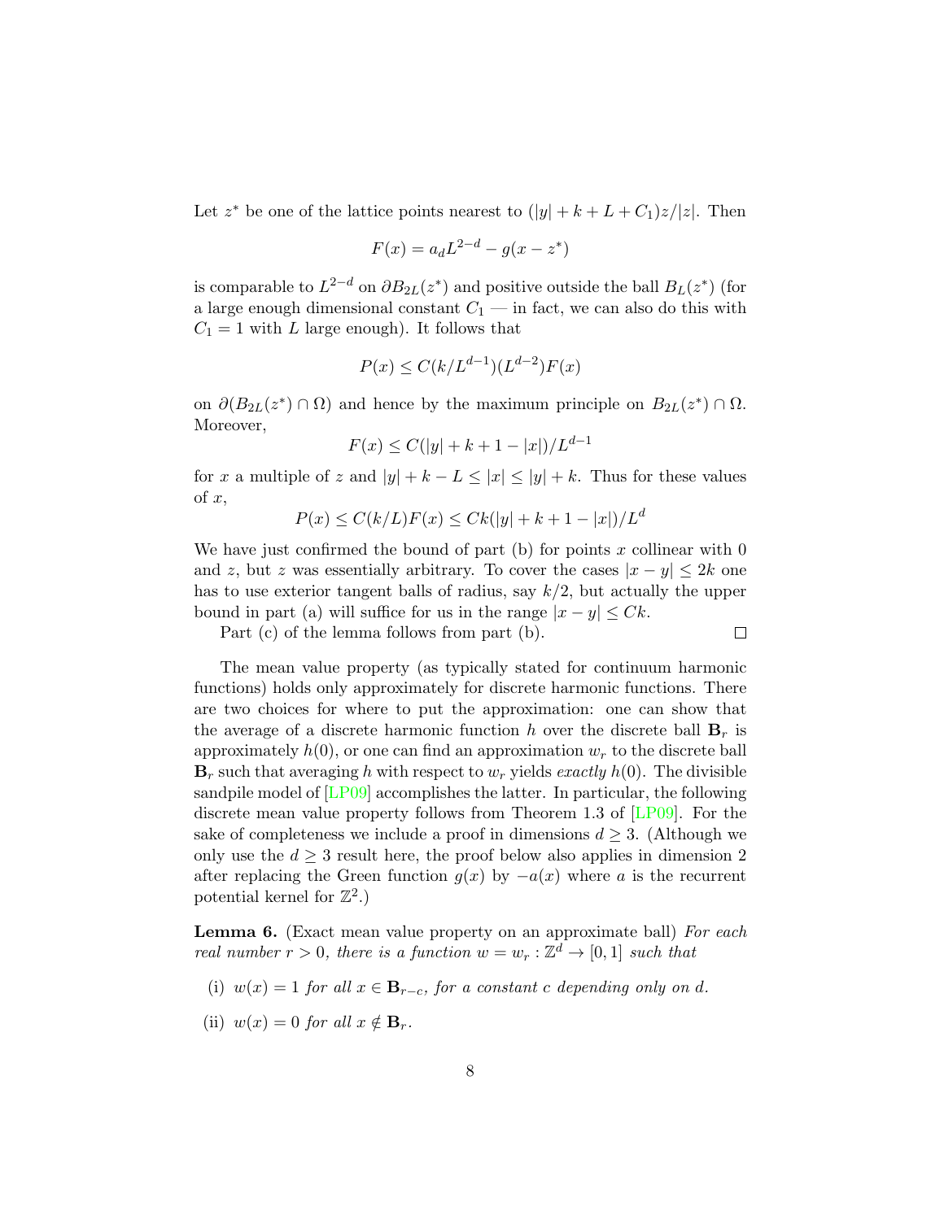Let $z^*$ be one of the lattice points nearest to $(|y| + k + L + C_1)z/|z|$. Then

$$F(x) = a_d L^{2-d} - g(x - z^*)$$

is comparable to $L^{2-d}$ on $\partial B_{2L}(z^*)$ and positive outside the ball $B_L(z^*)$ (for a large enough dimensional constant $C_1$ — in fact, we can also do this with $C_1 = 1$ with $L$ large enough). It follows that

$$P(x) \leq C(k/L^{d-1})(L^{d-2})F(x)$$

on $\partial(B_{2L}(z^*) \cap \Omega)$ and hence by the maximum principle on $B_{2L}(z^*) \cap \Omega$. Moreover,

$$F(x) \leq C(|y| + k + 1 - |x|)/L^{d-1}$$

for $x$ a multiple of $z$ and $|y| + k - L \leq |x| \leq |y| + k$. Thus for these values of $x$,

$$P(x) \leq C(k/L)F(x) \leq Ck(|y| + k + 1 - |x|)/L^d$$

We have just confirmed the bound of part (b) for points $x$ collinear with 0 and $z$, but $z$ was essentially arbitrary. To cover the cases $|x - y| \leq 2k$ one has to use exterior tangent balls of radius, say $k/2$, but actually the upper bound in part (a) will suffice for us in the range $|x - y| \leq Ck$.

Part (c) of the lemma follows from part (b). $\square$

The mean value property (as typically stated for continuum harmonic functions) holds only approximately for discrete harmonic functions. There are two choices for where to put the approximation: one can show that the average of a discrete harmonic function $h$ over the discrete ball $\mathbf{B}_r$ is approximately $h(0)$, or one can find an approximation $w_r$ to the discrete ball $\mathbf{B}_r$ such that averaging $h$ with respect to $w_r$ yields *exactly* $h(0)$. The divisible sandpile model of [LP09] accomplishes the latter. In particular, the following discrete mean value property follows from Theorem 1.3 of [LP09]. For the sake of completeness we include a proof in dimensions $d \geq 3$. (Although we only use the $d \geq 3$ result here, the proof below also applies in dimension 2 after replacing the Green function $g(x)$ by $-a(x)$ where $a$ is the recurrent potential kernel for $\mathbb{Z}^2$.)

**Lemma 6.** (Exact mean value property on an approximate ball) *For each real number $r > 0$, there is a function $w = w_r : \mathbb{Z}^d \to [0, 1]$ such that*

- (i) *$w(x) = 1$ for all $x \in \mathbf{B}_{r-c}$, for a constant $c$ depending only on $d$.*
- (ii) *$w(x) = 0$ for all $x \notin \mathbf{B}_r$.*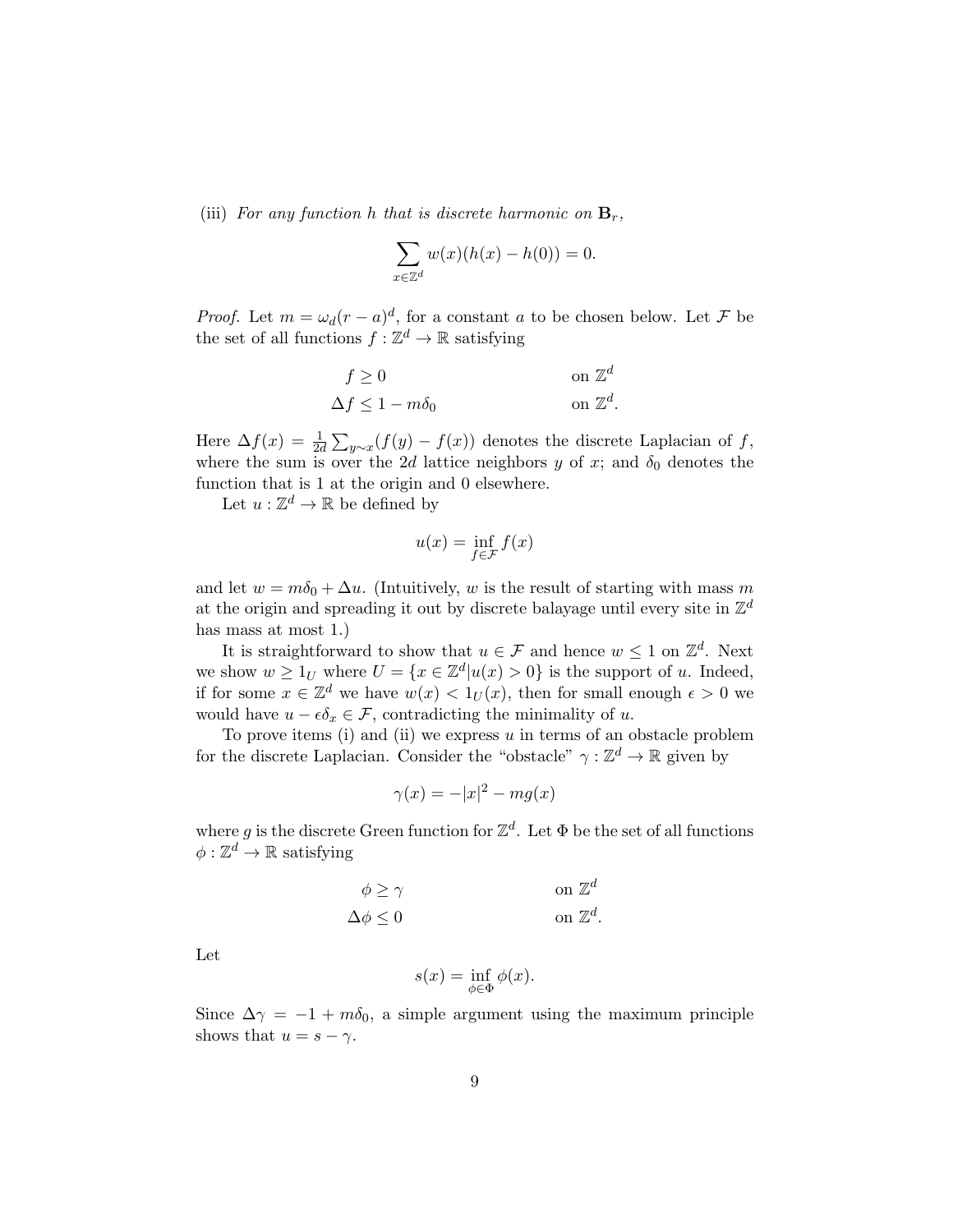(iii) *For any function $h$ that is discrete harmonic on $\mathbf{B}_r$,*

$$\sum_{x \in \mathbb{Z}^d} w(x)(h(x) - h(0)) = 0.$$

*Proof.* Let $m = \omega_d (r-a)^d$, for a constant $a$ to be chosen below. Let $\mathcal{F}$ be the set of all functions $f : \mathbb{Z}^d \to \mathbb{R}$ satisfying

$$\begin{aligned} f &\geq 0 && \text{on } \mathbb{Z}^d \\ \Delta f &\leq 1 - m\delta_0 && \text{on } \mathbb{Z}^d. \end{aligned}$$

Here $\Delta f(x) = \frac{1}{2d} \sum_{y \sim x} (f(y) - f(x))$ denotes the discrete Laplacian of $f$, where the sum is over the $2d$ lattice neighbors $y$ of $x$; and $\delta_0$ denotes the function that is 1 at the origin and 0 elsewhere.

Let $u : \mathbb{Z}^d \to \mathbb{R}$ be defined by

$$u(x) = \inf_{f \in \mathcal{F}} f(x)$$

and let $w = m\delta_0 + \Delta u$. (Intuitively, $w$ is the result of starting with mass $m$ at the origin and spreading it out by discrete balayage until every site in $\mathbb{Z}^d$ has mass at most 1.)

It is straightforward to show that $u \in \mathcal{F}$ and hence $w \leq 1$ on $\mathbb{Z}^d$. Next we show $w \geq 1_U$ where $U = \{x \in \mathbb{Z}^d | u(x) > 0\}$ is the support of $u$. Indeed, if for some $x \in \mathbb{Z}^d$ we have $w(x) < 1_U(x)$, then for small enough $\epsilon > 0$ we would have $u - \epsilon\delta_x \in \mathcal{F}$, contradicting the minimality of $u$.

To prove items (i) and (ii) we express $u$ in terms of an obstacle problem for the discrete Laplacian. Consider the "obstacle" $\gamma : \mathbb{Z}^d \to \mathbb{R}$ given by

$$\gamma(x) = -|x|^2 - mg(x)$$

where $g$ is the discrete Green function for $\mathbb{Z}^d$. Let $\Phi$ be the set of all functions $\phi : \mathbb{Z}^d \to \mathbb{R}$ satisfying

$$\begin{aligned} \phi &\geq \gamma && \text{on } \mathbb{Z}^d \\ \Delta\phi &\leq 0 && \text{on } \mathbb{Z}^d. \end{aligned}$$

Let

$$s(x) = \inf_{\phi \in \Phi} \phi(x).$$

Since $\Delta\gamma = -1 + m\delta_0$, a simple argument using the maximum principle shows that $u = s - \gamma$.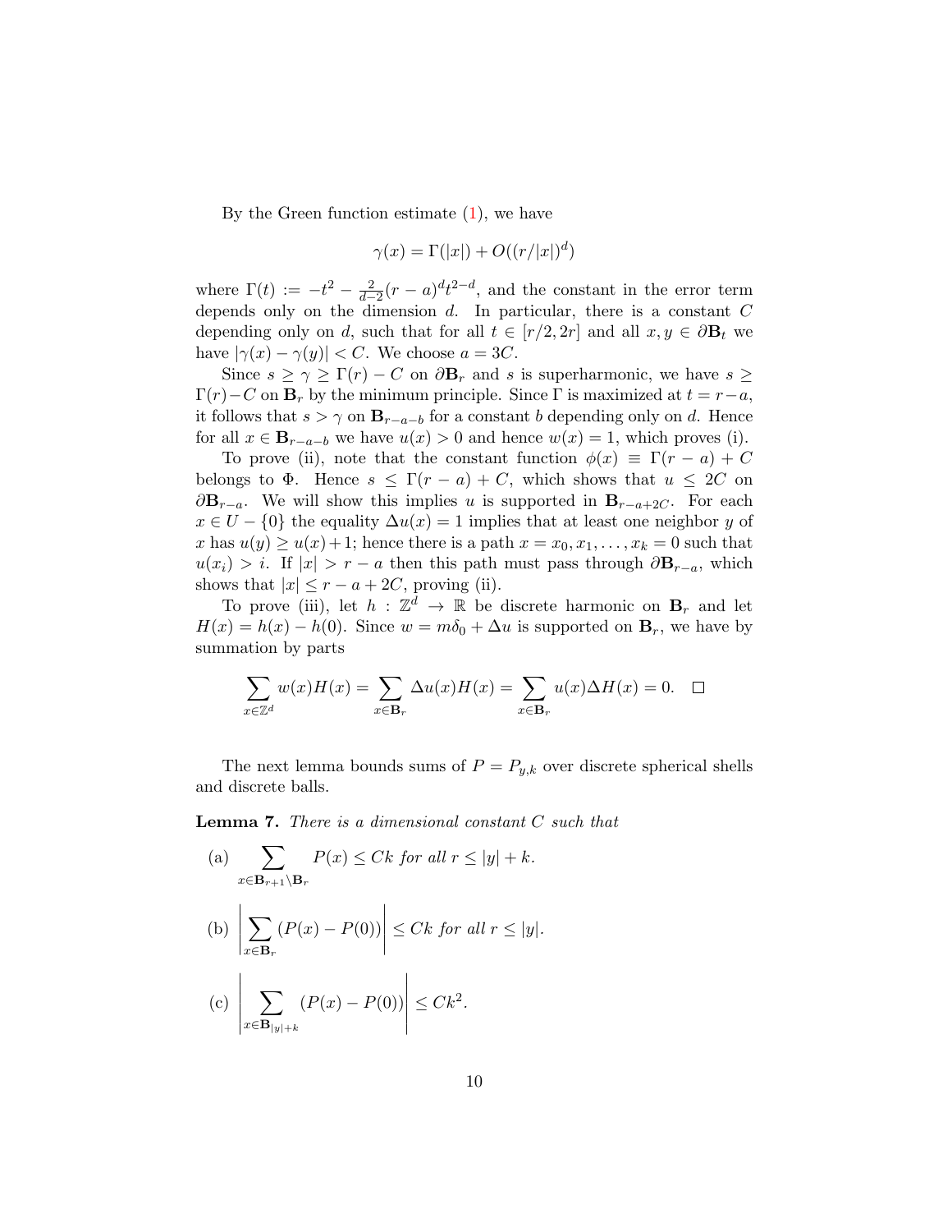By the Green function estimate (1), we have

$$\gamma(x) = \Gamma(|x|) + O((r/|x|)^d)$$

where $\Gamma(t) := -t^2 - \frac{2}{d-2}(r-a)^d t^{2-d}$, and the constant in the error term depends only on the dimension $d$. In particular, there is a constant $C$ depending only on $d$, such that for all $t \in [r/2, 2r]$ and all $x, y \in \partial \mathbf{B}_t$ we have $|\gamma(x) - \gamma(y)| < C$. We choose $a = 3C$.

Since $s \geq \gamma \geq \Gamma(r) - C$ on $\partial \mathbf{B}_r$ and $s$ is superharmonic, we have $s \geq \Gamma(r) - C$ on $\mathbf{B}_r$ by the minimum principle. Since $\Gamma$ is maximized at $t = r - a$, it follows that $s > \gamma$ on $\mathbf{B}_{r-a-b}$ for a constant $b$ depending only on $d$. Hence for all $x \in \mathbf{B}_{r-a-b}$ we have $u(x) > 0$ and hence $w(x) = 1$, which proves (i).

To prove (ii), note that the constant function $\phi(x) \equiv \Gamma(r-a) + C$ belongs to $\Phi$. Hence $s \leq \Gamma(r-a) + C$, which shows that $u \leq 2C$ on $\partial \mathbf{B}_{r-a}$. We will show this implies $u$ is supported in $\mathbf{B}_{r-a+2C}$. For each $x \in U - \{0\}$ the equality $\Delta u(x) = 1$ implies that at least one neighbor $y$ of $x$ has $u(y) \geq u(x) + 1$; hence there is a path $x = x_0, x_1, \ldots, x_k = 0$ such that $u(x_i) > i$. If $|x| > r - a$ then this path must pass through $\partial \mathbf{B}_{r-a}$, which shows that $|x| \leq r - a + 2C$, proving (ii).

To prove (iii), let $h : \mathbb{Z}^d \to \mathbb{R}$ be discrete harmonic on $\mathbf{B}_r$ and let $H(x) = h(x) - h(0)$. Since $w = m\delta_0 + \Delta u$ is supported on $\mathbf{B}_r$, we have by summation by parts

$$\sum_{x \in \mathbb{Z}^d} w(x) H(x) = \sum_{x \in \mathbf{B}_r} \Delta u(x) H(x) = \sum_{x \in \mathbf{B}_r} u(x) \Delta H(x) = 0. \quad \square$$

The next lemma bounds sums of $P = P_{y,k}$ over discrete spherical shells and discrete balls.

**Lemma 7.** *There is a dimensional constant $C$ such that*

(a) $\displaystyle\sum_{x \in \mathbf{B}_{r+1} \setminus \mathbf{B}_r} P(x) \leq Ck$ *for all* $r \leq |y| + k$.

(b) $\displaystyle\left| \sum_{x \in \mathbf{B}_r} (P(x) - P(0)) \right| \leq Ck$ *for all* $r \leq |y|$.

(c) $\displaystyle\left| \sum_{x \in \mathbf{B}_{|y|+k}} (P(x) - P(0)) \right| \leq Ck^2.$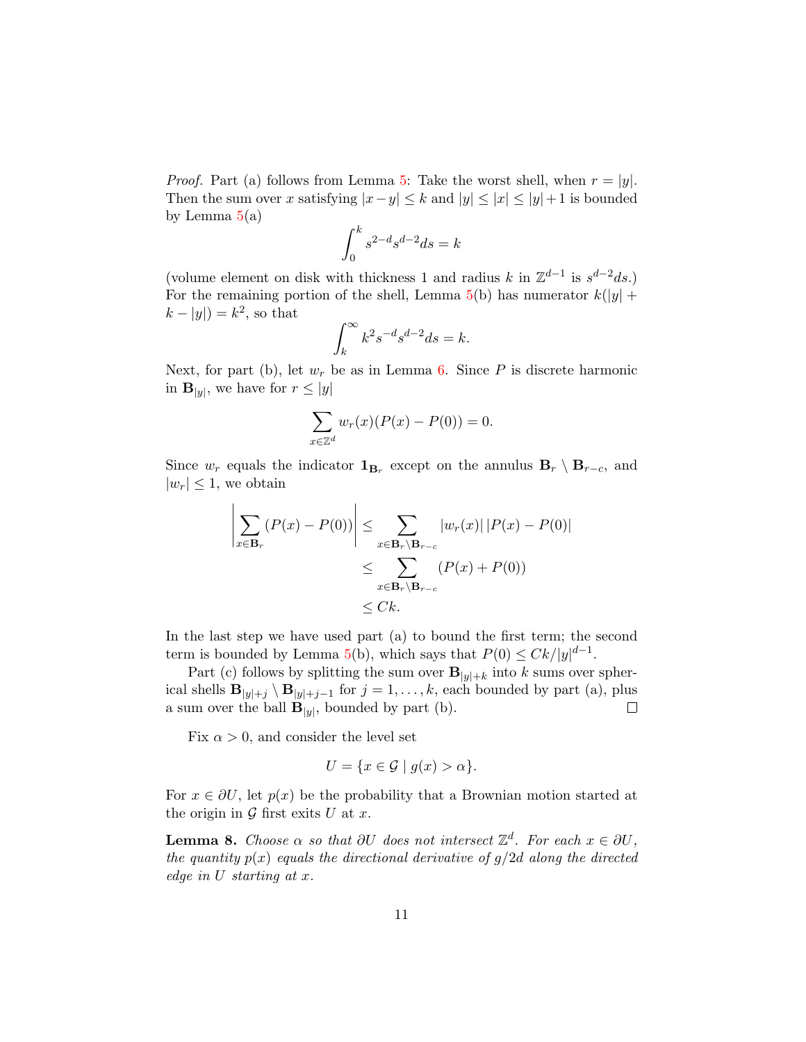*Proof.* Part (a) follows from Lemma 5: Take the worst shell, when $r = |y|$. Then the sum over $x$ satisfying $|x-y| \le k$ and $|y| \le |x| \le |y|+1$ is bounded by Lemma 5(a)

$$\int_0^k s^{2-d} s^{d-2} ds = k$$

(volume element on disk with thickness 1 and radius $k$ in $\mathbb{Z}^{d-1}$ is $s^{d-2}ds$.) For the remaining portion of the shell, Lemma 5(b) has numerator $k(|y| + k - |y|) = k^2$, so that

$$\int_k^\infty k^2 s^{-d} s^{d-2} ds = k.$$

Next, for part (b), let $w_r$ be as in Lemma 6. Since $P$ is discrete harmonic in $\mathbf{B}_{|y|}$, we have for $r \le |y|$

$$\sum_{x \in \mathbb{Z}^d} w_r(x)(P(x) - P(0)) = 0.$$

Since $w_r$ equals the indicator $\mathbf{1}_{\mathbf{B}_r}$ except on the annulus $\mathbf{B}_r \setminus \mathbf{B}_{r-c}$, and $|w_r| \le 1$, we obtain

$$\begin{aligned}
\left| \sum_{x \in \mathbf{B}_r} (P(x) - P(0)) \right| &\le \sum_{x \in \mathbf{B}_r \setminus \mathbf{B}_{r-c}} |w_r(x)| \, |P(x) - P(0)| \\
&\le \sum_{x \in \mathbf{B}_r \setminus \mathbf{B}_{r-c}} (P(x) + P(0)) \\
&\le Ck.
\end{aligned}$$

In the last step we have used part (a) to bound the first term; the second term is bounded by Lemma 5(b), which says that $P(0) \le Ck/|y|^{d-1}$.

Part (c) follows by splitting the sum over $\mathbf{B}_{|y|+k}$ into $k$ sums over spherical shells $\mathbf{B}_{|y|+j} \setminus \mathbf{B}_{|y|+j-1}$ for $j = 1, \ldots, k$, each bounded by part (a), plus a sum over the ball $\mathbf{B}_{|y|}$, bounded by part (b). $\square$

Fix $\alpha > 0$, and consider the level set

$$U = \{x \in \mathcal{G} \mid g(x) > \alpha\}.$$

For $x \in \partial U$, let $p(x)$ be the probability that a Brownian motion started at the origin in $\mathcal{G}$ first exits $U$ at $x$.

**Lemma 8.** *Choose $\alpha$ so that $\partial U$ does not intersect $\mathbb{Z}^d$. For each $x \in \partial U$, the quantity $p(x)$ equals the directional derivative of $g/2d$ along the directed edge in $U$ starting at $x$.*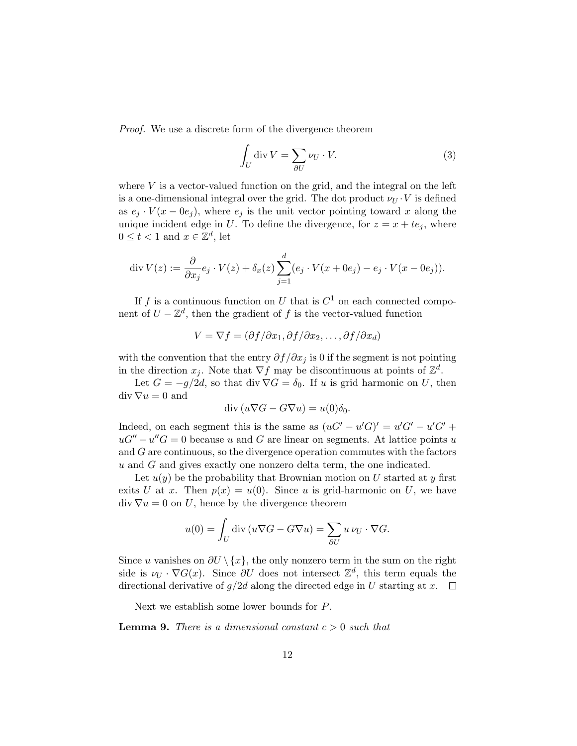*Proof.* We use a discrete form of the divergence theorem

$$\int_U \operatorname{div} V = \sum_{\partial U} \nu_U \cdot V. \tag{3}$$

where $V$ is a vector-valued function on the grid, and the integral on the left is a one-dimensional integral over the grid. The dot product $\nu_U \cdot V$ is defined as $e_j \cdot V(x - 0e_j)$, where $e_j$ is the unit vector pointing toward $x$ along the unique incident edge in $U$. To define the divergence, for $z = x + te_j$, where $0 \le t < 1$ and $x \in \mathbb{Z}^d$, let

$$\operatorname{div} V(z) := \frac{\partial}{\partial x_j} e_j \cdot V(z) + \delta_x(z) \sum_{j=1}^{d} (e_j \cdot V(x + 0e_j) - e_j \cdot V(x - 0e_j)).$$

If $f$ is a continuous function on $U$ that is $C^1$ on each connected component of $U - \mathbb{Z}^d$, then the gradient of $f$ is the vector-valued function

$$V = \nabla f = (\partial f/\partial x_1, \partial f/\partial x_2, \ldots, \partial f/\partial x_d)$$

with the convention that the entry $\partial f/\partial x_j$ is 0 if the segment is not pointing in the direction $x_j$. Note that $\nabla f$ may be discontinuous at points of $\mathbb{Z}^d$.

Let $G = -g/2d$, so that $\operatorname{div} \nabla G = \delta_0$. If $u$ is grid harmonic on $U$, then $\operatorname{div} \nabla u = 0$ and

$$\operatorname{div} (u \nabla G - G \nabla u) = u(0)\delta_0.$$

Indeed, on each segment this is the same as $(uG' - u'G)' = u'G' - u'G' + uG'' - u''G = 0$ because $u$ and $G$ are linear on segments. At lattice points $u$ and $G$ are continuous, so the divergence operation commutes with the factors $u$ and $G$ and gives exactly one nonzero delta term, the one indicated.

Let $u(y)$ be the probability that Brownian motion on $U$ started at $y$ first exits $U$ at $x$. Then $p(x) = u(0)$. Since $u$ is grid-harmonic on $U$, we have $\operatorname{div} \nabla u = 0$ on $U$, hence by the divergence theorem

$$u(0) = \int_U \operatorname{div} (u \nabla G - G \nabla u) = \sum_{\partial U} u \, \nu_U \cdot \nabla G.$$

Since $u$ vanishes on $\partial U \setminus \{x\}$, the only nonzero term in the sum on the right side is $\nu_U \cdot \nabla G(x)$. Since $\partial U$ does not intersect $\mathbb{Z}^d$, this term equals the directional derivative of $g/2d$ along the directed edge in $U$ starting at $x$. $\square$

Next we establish some lower bounds for $P$.

**Lemma 9.** *There is a dimensional constant $c > 0$ such that*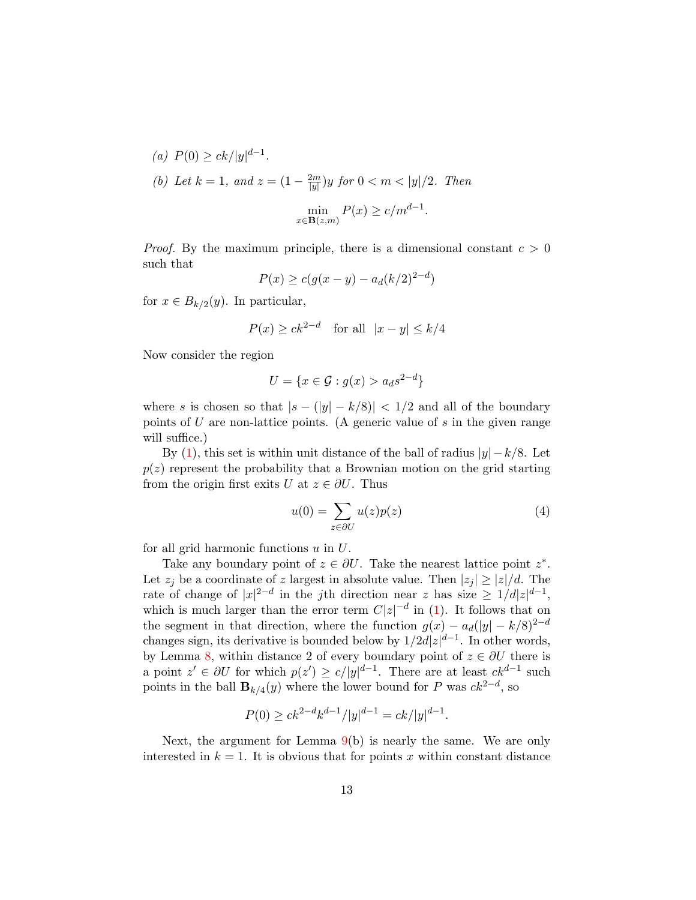*(a)* $P(0) \geq ck/|y|^{d-1}$.

*(b) Let* $k = 1$*, and* $z = (1 - \frac{2m}{|y|})y$ *for* $0 < m < |y|/2$*. Then*

$$\min_{x \in \mathbf{B}(z,m)} P(x) \geq c/m^{d-1}.$$

*Proof.* By the maximum principle, there is a dimensional constant $c > 0$ such that

$$P(x) \geq c(g(x - y) - a_d(k/2)^{2-d})$$

for $x \in B_{k/2}(y)$. In particular,

$$P(x) \geq ck^{2-d} \quad \text{for all } \ |x - y| \leq k/4$$

Now consider the region

$$U = \{x \in \mathcal{G} : g(x) > a_d s^{2-d}\}$$

where $s$ is chosen so that $|s - (|y| - k/8)| < 1/2$ and all of the boundary points of $U$ are non-lattice points. (A generic value of $s$ in the given range will suffice.)

By (1), this set is within unit distance of the ball of radius $|y| - k/8$. Let $p(z)$ represent the probability that a Brownian motion on the grid starting from the origin first exits $U$ at $z \in \partial U$. Thus

$$u(0) = \sum_{z \in \partial U} u(z)p(z) \tag{4}$$

for all grid harmonic functions $u$ in $U$.

Take any boundary point of $z \in \partial U$. Take the nearest lattice point $z^*$. Let $z_j$ be a coordinate of $z$ largest in absolute value. Then $|z_j| \geq |z|/d$. The rate of change of $|x|^{2-d}$ in the $j$th direction near $z$ has size $\geq 1/d|z|^{d-1}$, which is much larger than the error term $C|z|^{-d}$ in (1). It follows that on the segment in that direction, where the function $g(x) - a_d(|y| - k/8)^{2-d}$ changes sign, its derivative is bounded below by $1/2d|z|^{d-1}$. In other words, by Lemma 8, within distance 2 of every boundary point of $z \in \partial U$ there is a point $z' \in \partial U$ for which $p(z') \geq c/|y|^{d-1}$. There are at least $ck^{d-1}$ such points in the ball $\mathbf{B}_{k/4}(y)$ where the lower bound for $P$ was $ck^{2-d}$, so

$$P(0) \geq ck^{2-d}k^{d-1}/|y|^{d-1} = ck/|y|^{d-1}.$$

Next, the argument for Lemma 9(b) is nearly the same. We are only interested in $k = 1$. It is obvious that for points $x$ within constant distance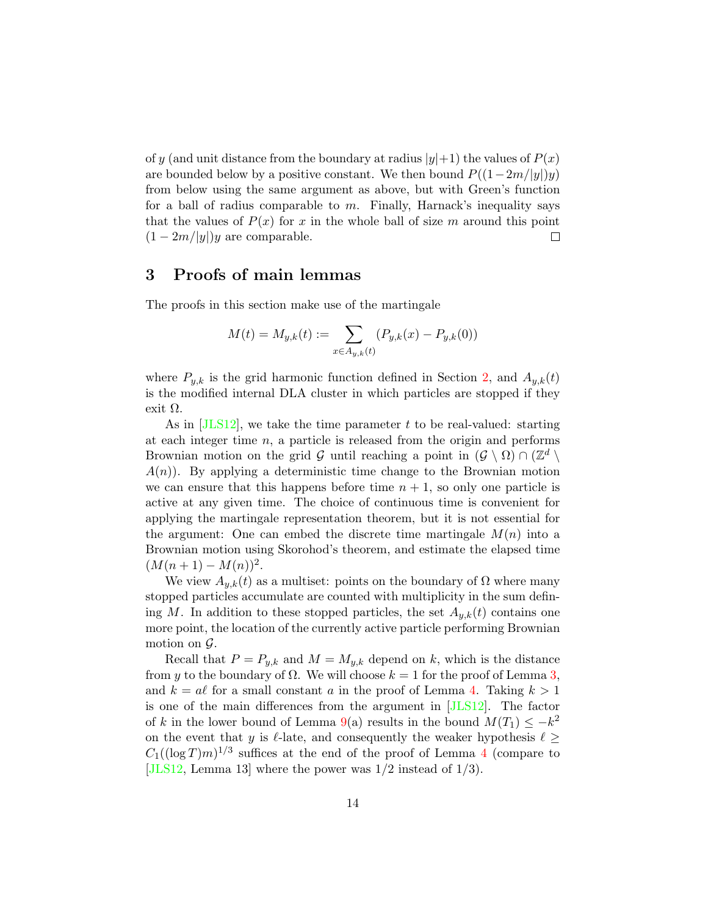of $y$ (and unit distance from the boundary at radius $|y|+1$) the values of $P(x)$ are bounded below by a positive constant. We then bound $P((1-2m/|y|)y)$ from below using the same argument as above, but with Green's function for a ball of radius comparable to $m$. Finally, Harnack's inequality says that the values of $P(x)$ for $x$ in the whole ball of size $m$ around this point $(1-2m/|y|)y$ are comparable. □

## 3 Proofs of main lemmas

The proofs in this section make use of the martingale

$$M(t) = M_{y,k}(t) := \sum_{x \in A_{y,k}(t)} (P_{y,k}(x) - P_{y,k}(0))$$

where $P_{y,k}$ is the grid harmonic function defined in Section 2, and $A_{y,k}(t)$ is the modified internal DLA cluster in which particles are stopped if they exit $\Omega$.

As in [JLS12], we take the time parameter $t$ to be real-valued: starting at each integer time $n$, a particle is released from the origin and performs Brownian motion on the grid $\mathcal{G}$ until reaching a point in $(\mathcal{G} \setminus \Omega) \cap (\mathbb{Z}^d \setminus A(n))$. By applying a deterministic time change to the Brownian motion we can ensure that this happens before time $n+1$, so only one particle is active at any given time. The choice of continuous time is convenient for applying the martingale representation theorem, but it is not essential for the argument: One can embed the discrete time martingale $M(n)$ into a Brownian motion using Skorohod's theorem, and estimate the elapsed time $(M(n+1) - M(n))^2$.

We view $A_{y,k}(t)$ as a multiset: points on the boundary of $\Omega$ where many stopped particles accumulate are counted with multiplicity in the sum defining $M$. In addition to these stopped particles, the set $A_{y,k}(t)$ contains one more point, the location of the currently active particle performing Brownian motion on $\mathcal{G}$.

Recall that $P = P_{y,k}$ and $M = M_{y,k}$ depend on $k$, which is the distance from $y$ to the boundary of $\Omega$. We will choose $k = 1$ for the proof of Lemma 3, and $k = a\ell$ for a small constant $a$ in the proof of Lemma 4. Taking $k > 1$ is one of the main differences from the argument in [JLS12]. The factor of $k$ in the lower bound of Lemma 9(a) results in the bound $M(T_1) \leq -k^2$ on the event that $y$ is $\ell$-late, and consequently the weaker hypothesis $\ell \geq C_1((\log T)m)^{1/3}$ suffices at the end of the proof of Lemma 4 (compare to [JLS12, Lemma 13] where the power was $1/2$ instead of $1/3$).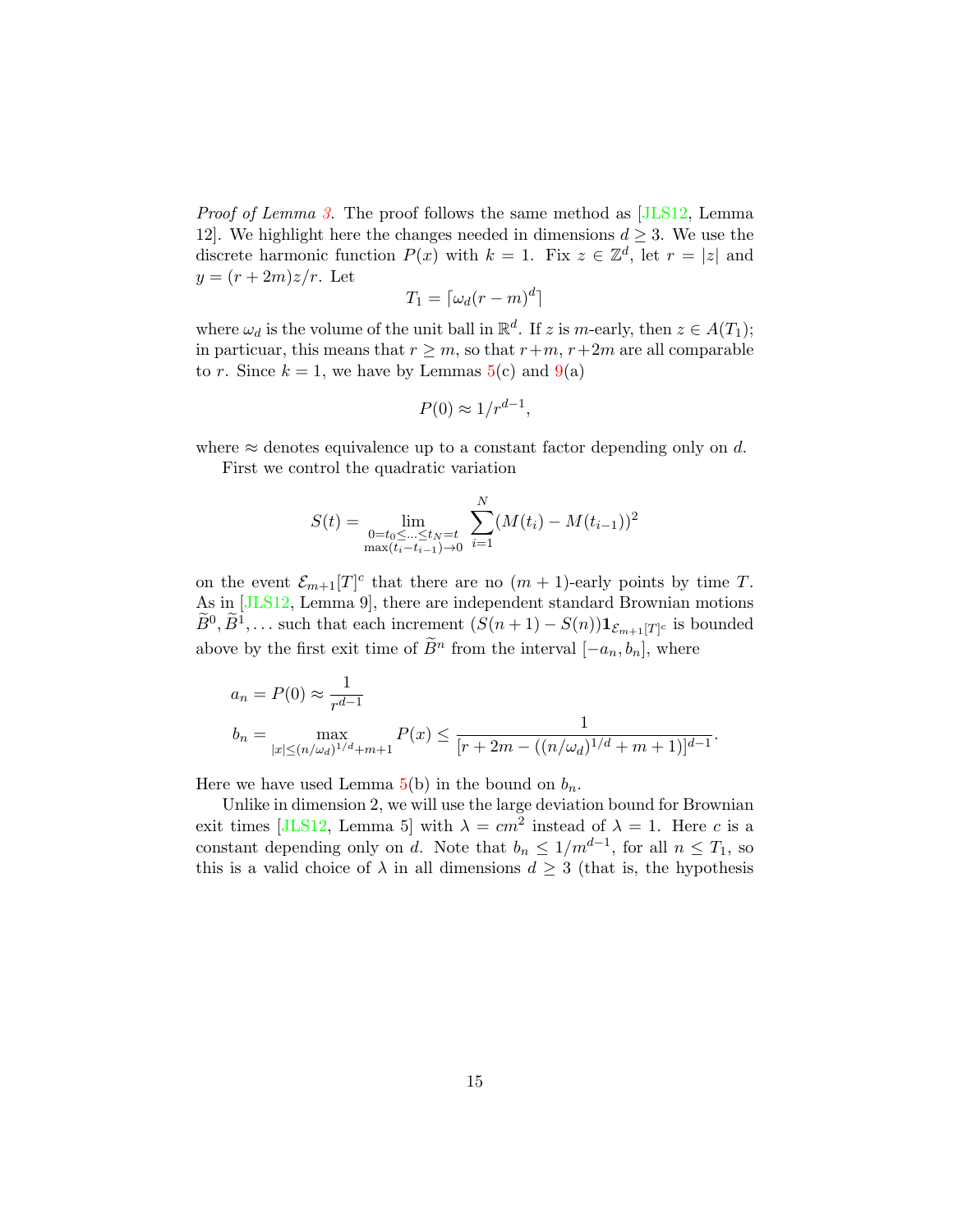*Proof of Lemma 3.* The proof follows the same method as [JLS12, Lemma 12]. We highlight here the changes needed in dimensions $d \geq 3$. We use the discrete harmonic function $P(x)$ with $k = 1$. Fix $z \in \mathbb{Z}^d$, let $r = |z|$ and $y = (r + 2m)z/r$. Let

$$T_1 = \lceil \omega_d (r - m)^d \rceil$$

where $\omega_d$ is the volume of the unit ball in $\mathbb{R}^d$. If $z$ is $m$-early, then $z \in A(T_1)$; in particular, this means that $r \geq m$, so that $r+m$, $r+2m$ are all comparable to $r$. Since $k = 1$, we have by Lemmas 5(c) and 9(a)

$$P(0) \approx 1/r^{d-1},$$

where $\approx$ denotes equivalence up to a constant factor depending only on $d$.

First we control the quadratic variation

$$S(t) = \lim_{\substack{0=t_0 \leq \ldots \leq t_N = t \\ \max(t_i - t_{i-1}) \to 0}} \sum_{i=1}^{N} (M(t_i) - M(t_{i-1}))^2$$

on the event $\mathcal{E}_{m+1}[T]^c$ that there are no $(m+1)$-early points by time $T$. As in [JLS12, Lemma 9], there are independent standard Brownian motions $\widetilde{B}^0, \widetilde{B}^1, \ldots$ such that each increment $(S(n+1) - S(n))\mathbf{1}_{\mathcal{E}_{m+1}[T]^c}$ is bounded above by the first exit time of $\widetilde{B}^n$ from the interval $[-a_n, b_n]$, where

$$\begin{aligned}
a_n &= P(0) \approx \frac{1}{r^{d-1}} \\
b_n &= \max_{|x| \leq (n/\omega_d)^{1/d} + m + 1} P(x) \leq \frac{1}{[r + 2m - ((n/\omega_d)^{1/d} + m + 1)]^{d-1}}.
\end{aligned}$$

Here we have used Lemma 5(b) in the bound on $b_n$.

Unlike in dimension 2, we will use the large deviation bound for Brownian exit times [JLS12, Lemma 5] with $\lambda = cm^2$ instead of $\lambda = 1$. Here $c$ is a constant depending only on $d$. Note that $b_n \leq 1/m^{d-1}$, for all $n \leq T_1$, so this is a valid choice of $\lambda$ in all dimensions $d \geq 3$ (that is, the hypothesis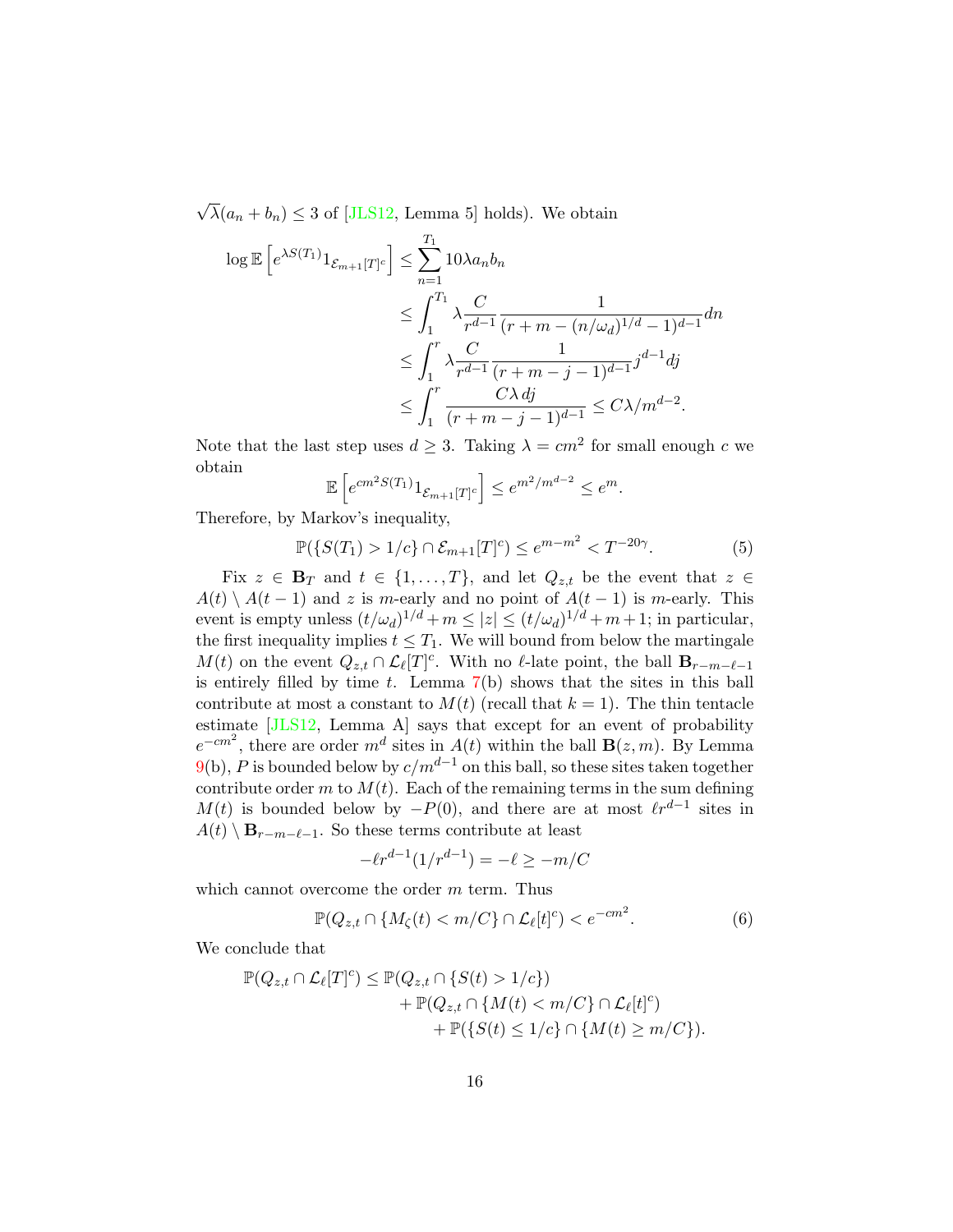$\sqrt{\lambda}(a_n + b_n) \leq 3$ of [JLS12, Lemma 5] holds). We obtain

$$
\begin{aligned}
\log \mathbb{E}\left[e^{\lambda S(T_1)} 1_{\mathcal{E}_{m+1}[T]^c}\right] &\leq \sum_{n=1}^{T_1} 10\lambda a_n b_n \\
&\leq \int_1^{T_1} \lambda \frac{C}{r^{d-1}} \frac{1}{(r+m-(n/\omega_d)^{1/d}-1)^{d-1}} dn \\
&\leq \int_1^{r} \lambda \frac{C}{r^{d-1}} \frac{1}{(r+m-j-1)^{d-1}} j^{d-1} dj \\
&\leq \int_1^{r} \frac{C\lambda \, dj}{(r+m-j-1)^{d-1}} \leq C\lambda / m^{d-2}.
\end{aligned}
$$

Note that the last step uses $d \geq 3$. Taking $\lambda = cm^2$ for small enough $c$ we obtain

$$
\mathbb{E}\left[e^{cm^2 S(T_1)} 1_{\mathcal{E}_{m+1}[T]^c}\right] \leq e^{m^2/m^{d-2}} \leq e^m.
$$

Therefore, by Markov's inequality,

$$
\mathbb{P}(\{S(T_1) > 1/c\} \cap \mathcal{E}_{m+1}[T]^c) \leq e^{m-m^2} < T^{-20\gamma}. \tag{5}
$$

Fix $z \in \mathbf{B}_T$ and $t \in \{1, \ldots, T\}$, and let $Q_{z,t}$ be the event that $z \in A(t) \setminus A(t-1)$ and $z$ is $m$-early and no point of $A(t-1)$ is $m$-early. This event is empty unless $(t/\omega_d)^{1/d} + m \leq |z| \leq (t/\omega_d)^{1/d} + m + 1$; in particular, the first inequality implies $t \leq T_1$. We will bound from below the martingale $M(t)$ on the event $Q_{z,t} \cap \mathcal{L}_\ell[T]^c$. With no $\ell$-late point, the ball $\mathbf{B}_{r-m-\ell-1}$ is entirely filled by time $t$. Lemma 7(b) shows that the sites in this ball contribute at most a constant to $M(t)$ (recall that $k = 1$). The thin tentacle estimate [JLS12, Lemma A] says that except for an event of probability $e^{-cm^2}$, there are order $m^d$ sites in $A(t)$ within the ball $\mathbf{B}(z, m)$. By Lemma 9(b), $P$ is bounded below by $c/m^{d-1}$ on this ball, so these sites taken together contribute order $m$ to $M(t)$. Each of the remaining terms in the sum defining $M(t)$ is bounded below by $-P(0)$, and there are at most $\ell r^{d-1}$ sites in $A(t) \setminus \mathbf{B}_{r-m-\ell-1}$. So these terms contribute at least

$$
-\ell r^{d-1}(1/r^{d-1}) = -\ell \geq -m/C
$$

which cannot overcome the order $m$ term. Thus

$$
\mathbb{P}(Q_{z,t} \cap \{M_\zeta(t) < m/C\} \cap \mathcal{L}_\ell[t]^c) < e^{-cm^2}. \tag{6}
$$

We conclude that

$$
\begin{aligned}
\mathbb{P}(Q_{z,t} \cap \mathcal{L}_\ell[T]^c) \leq \mathbb{P}(Q_{z,t} &\cap \{S(t) > 1/c\}) \\
&+ \mathbb{P}(Q_{z,t} \cap \{M(t) < m/C\} \cap \mathcal{L}_\ell[t]^c) \\
&\quad + \mathbb{P}(\{S(t) \leq 1/c\} \cap \{M(t) \geq m/C\}).
\end{aligned}
$$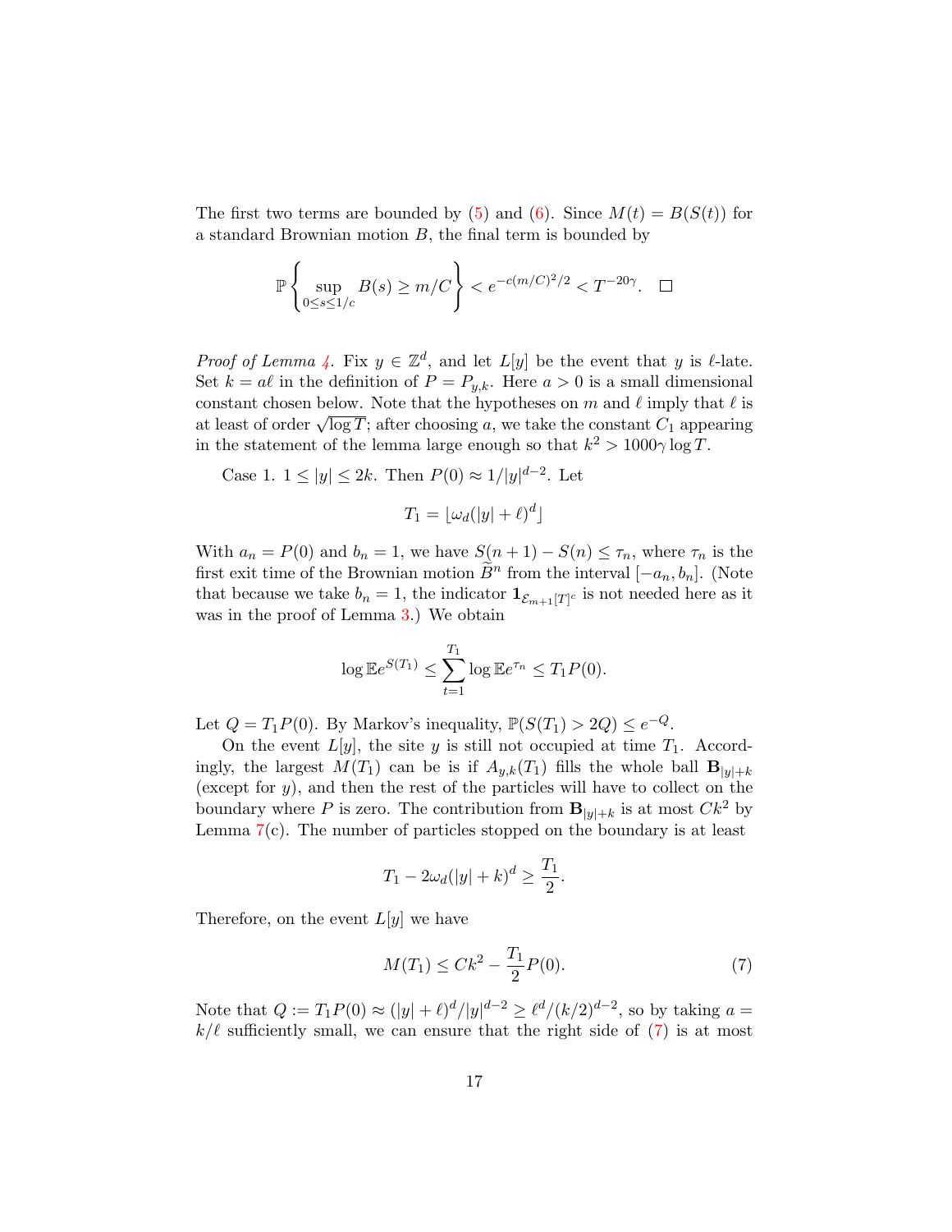The first two terms are bounded by (5) and (6). Since $M(t) = B(S(t))$ for a standard Brownian motion $B$, the final term is bounded by

$$\mathbb{P}\left\{ \sup_{0 \le s \le 1/c} B(s) \ge m/C \right\} < e^{-c(m/C)^2/2} < T^{-20\gamma}. \quad \square$$

*Proof of Lemma 4.* Fix $y \in \mathbb{Z}^d$, and let $L[y]$ be the event that $y$ is $\ell$-late. Set $k = a\ell$ in the definition of $P = P_{y,k}$. Here $a > 0$ is a small dimensional constant chosen below. Note that the hypotheses on $m$ and $\ell$ imply that $\ell$ is at least of order $\sqrt{\log T}$; after choosing $a$, we take the constant $C_1$ appearing in the statement of the lemma large enough so that $k^2 > 1000\gamma \log T$.

Case 1. $1 \le |y| \le 2k$. Then $P(0) \approx 1/|y|^{d-2}$. Let

$$T_1 = \lfloor \omega_d(|y| + \ell)^d \rfloor$$

With $a_n = P(0)$ and $b_n = 1$, we have $S(n+1) - S(n) \le \tau_n$, where $\tau_n$ is the first exit time of the Brownian motion $\widetilde{B}^n$ from the interval $[-a_n, b_n]$. (Note that because we take $b_n = 1$, the indicator $\mathbf{1}_{\mathcal{E}_{m+1}[T]^c}$ is not needed here as it was in the proof of Lemma 3.) We obtain

$$\log \mathbb{E} e^{S(T_1)} \le \sum_{t=1}^{T_1} \log \mathbb{E} e^{\tau_n} \le T_1 P(0).$$

Let $Q = T_1 P(0)$. By Markov's inequality, $\mathbb{P}(S(T_1) > 2Q) \le e^{-Q}$.

On the event $L[y]$, the site $y$ is still not occupied at time $T_1$. Accordingly, the largest $M(T_1)$ can be is if $A_{y,k}(T_1)$ fills the whole ball $\mathbf{B}_{|y|+k}$ (except for $y$), and then the rest of the particles will have to collect on the boundary where $P$ is zero. The contribution from $\mathbf{B}_{|y|+k}$ is at most $Ck^2$ by Lemma 7(c). The number of particles stopped on the boundary is at least

$$T_1 - 2\omega_d(|y| + k)^d \ge \frac{T_1}{2}.$$

Therefore, on the event $L[y]$ we have

$$M(T_1) \le Ck^2 - \frac{T_1}{2} P(0). \tag{7}$$

Note that $Q := T_1 P(0) \approx (|y| + \ell)^d / |y|^{d-2} \ge \ell^d / (k/2)^{d-2}$, so by taking $a = k/\ell$ sufficiently small, we can ensure that the right side of (7) is at most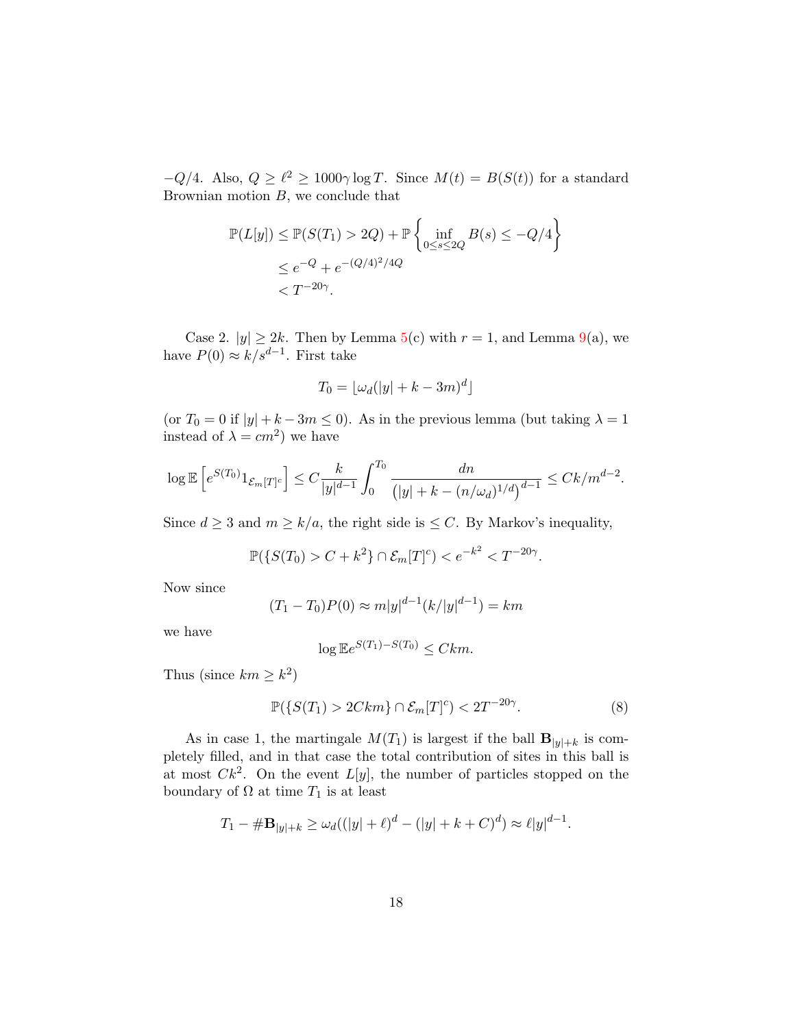$-Q/4$. Also, $Q \geq \ell^2 \geq 1000\gamma \log T$. Since $M(t) = B(S(t))$ for a standard Brownian motion $B$, we conclude that

$$\begin{aligned}
\mathbb{P}(L[y]) &\leq \mathbb{P}(S(T_1) > 2Q) + \mathbb{P}\left\{\inf_{0 \leq s \leq 2Q} B(s) \leq -Q/4\right\} \\
&\leq e^{-Q} + e^{-(Q/4)^2/4Q} \\
&< T^{-20\gamma}.
\end{aligned}$$

Case 2. $|y| \geq 2k$. Then by Lemma 5(c) with $r = 1$, and Lemma 9(a), we have $P(0) \approx k/s^{d-1}$. First take

$$T_0 = \lfloor \omega_d(|y| + k - 3m)^d \rfloor$$

(or $T_0 = 0$ if $|y| + k - 3m \leq 0$). As in the previous lemma (but taking $\lambda = 1$ instead of $\lambda = cm^2$) we have

$$\log \mathbb{E}\left[e^{S(T_0)} 1_{\mathcal{E}_m[T]^c}\right] \leq C \frac{k}{|y|^{d-1}} \int_0^{T_0} \frac{dn}{\left(|y| + k - (n/\omega_d)^{1/d}\right)^{d-1}} \leq Ck/m^{d-2}.$$

Since $d \geq 3$ and $m \geq k/a$, the right side is $\leq C$. By Markov's inequality,

$$\mathbb{P}(\{S(T_0) > C + k^2\} \cap \mathcal{E}_m[T]^c) < e^{-k^2} < T^{-20\gamma}.$$

Now since

$$(T_1 - T_0)P(0) \approx m|y|^{d-1}(k/|y|^{d-1}) = km$$

we have

$$\log \mathbb{E} e^{S(T_1) - S(T_0)} \leq Ckm.$$

Thus (since $km \geq k^2$)

$$\mathbb{P}(\{S(T_1) > 2Ckm\} \cap \mathcal{E}_m[T]^c) < 2T^{-20\gamma}. \tag{8}$$

As in case 1, the martingale $M(T_1)$ is largest if the ball $\mathbf{B}_{|y|+k}$ is completely filled, and in that case the total contribution of sites in this ball is at most $Ck^2$. On the event $L[y]$, the number of particles stopped on the boundary of $\Omega$ at time $T_1$ is at least

$$T_1 - \#\mathbf{B}_{|y|+k} \geq \omega_d((|y| + \ell)^d - (|y| + k + C)^d) \approx \ell |y|^{d-1}.$$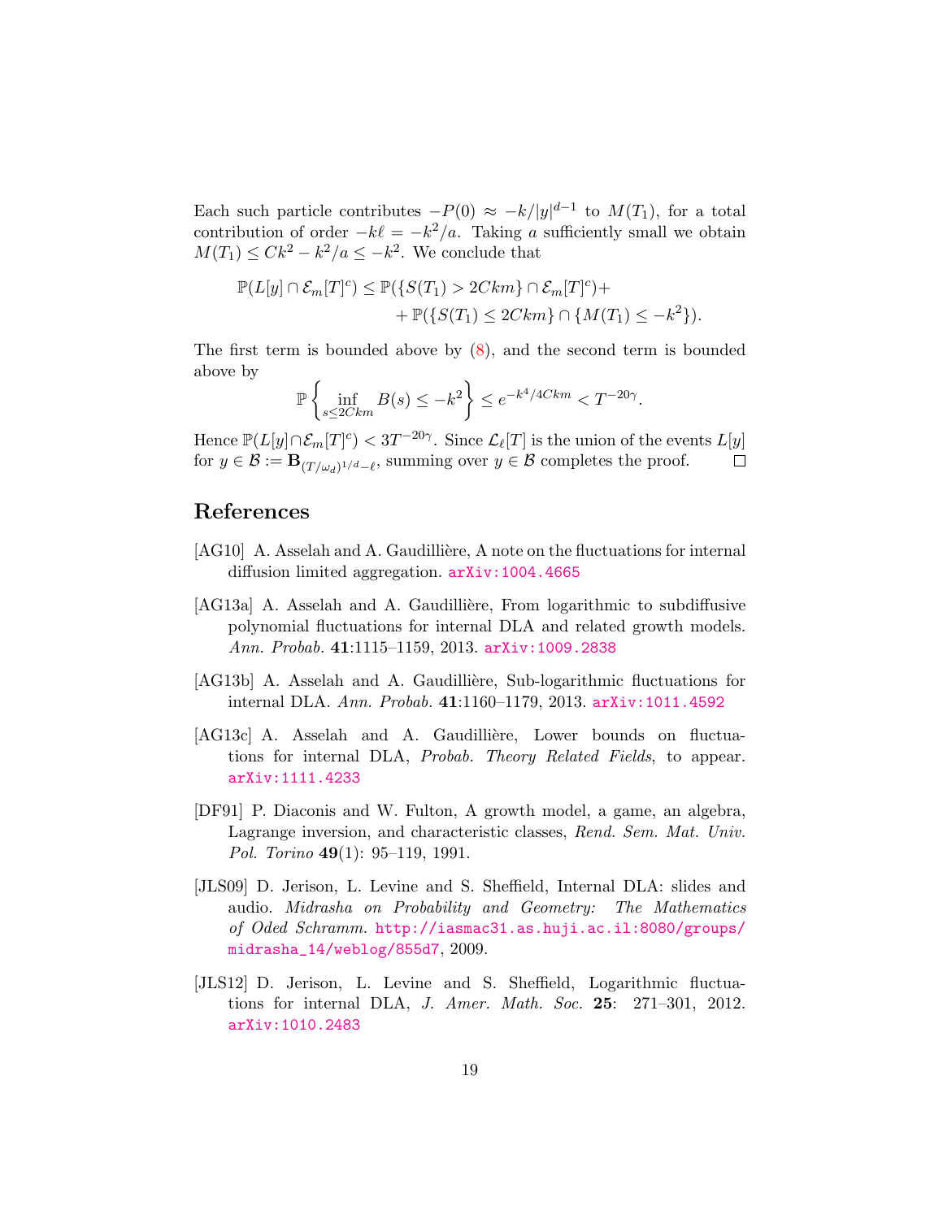Each such particle contributes $-P(0) \approx -k/|y|^{d-1}$ to $M(T_1)$, for a total contribution of order $-k\ell = -k^2/a$. Taking $a$ sufficiently small we obtain $M(T_1) \le Ck^2 - k^2/a \le -k^2$. We conclude that

$$\mathbb{P}(L[y] \cap \mathcal{E}_m[T]^c) \le \mathbb{P}(\{S(T_1) > 2Ckm\} \cap \mathcal{E}_m[T]^c) + \\ + \mathbb{P}(\{S(T_1) \le 2Ckm\} \cap \{M(T_1) \le -k^2\}).$$

The first term is bounded above by (8), and the second term is bounded above by

$$\mathbb{P}\left\{\inf_{s \le 2Ckm} B(s) \le -k^2\right\} \le e^{-k^4/4Ckm} < T^{-20\gamma}.$$

Hence $\mathbb{P}(L[y] \cap \mathcal{E}_m[T]^c) < 3T^{-20\gamma}$. Since $\mathcal{L}_\ell[T]$ is the union of the events $L[y]$ for $y \in \mathcal{B} := \mathbf{B}_{(T/\omega_d)^{1/d} - \ell}$, summing over $y \in \mathcal{B}$ completes the proof. □

## References

[AG10] A. Asselah and A. Gaudillière, A note on the fluctuations for internal diffusion limited aggregation. arXiv:1004.4665

[AG13a] A. Asselah and A. Gaudillière, From logarithmic to subdiffusive polynomial fluctuations for internal DLA and related growth models. *Ann. Probab.* **41**:1115–1159, 2013. arXiv:1009.2838

[AG13b] A. Asselah and A. Gaudillière, Sub-logarithmic fluctuations for internal DLA. *Ann. Probab.* **41**:1160–1179, 2013. arXiv:1011.4592

[AG13c] A. Asselah and A. Gaudillière, Lower bounds on fluctuations for internal DLA, *Probab. Theory Related Fields*, to appear. arXiv:1111.4233

[DF91] P. Diaconis and W. Fulton, A growth model, a game, an algebra, Lagrange inversion, and characteristic classes, *Rend. Sem. Mat. Univ. Pol. Torino* **49**(1): 95–119, 1991.

[JLS09] D. Jerison, L. Levine and S. Sheffield, Internal DLA: slides and audio. *Midrasha on Probability and Geometry: The Mathematics of Oded Schramm.* http://iasmac31.as.huji.ac.il:8080/groups/midrasha_14/weblog/855d7, 2009.

[JLS12] D. Jerison, L. Levine and S. Sheffield, Logarithmic fluctuations for internal DLA, *J. Amer. Math. Soc.* **25**: 271–301, 2012. arXiv:1010.2483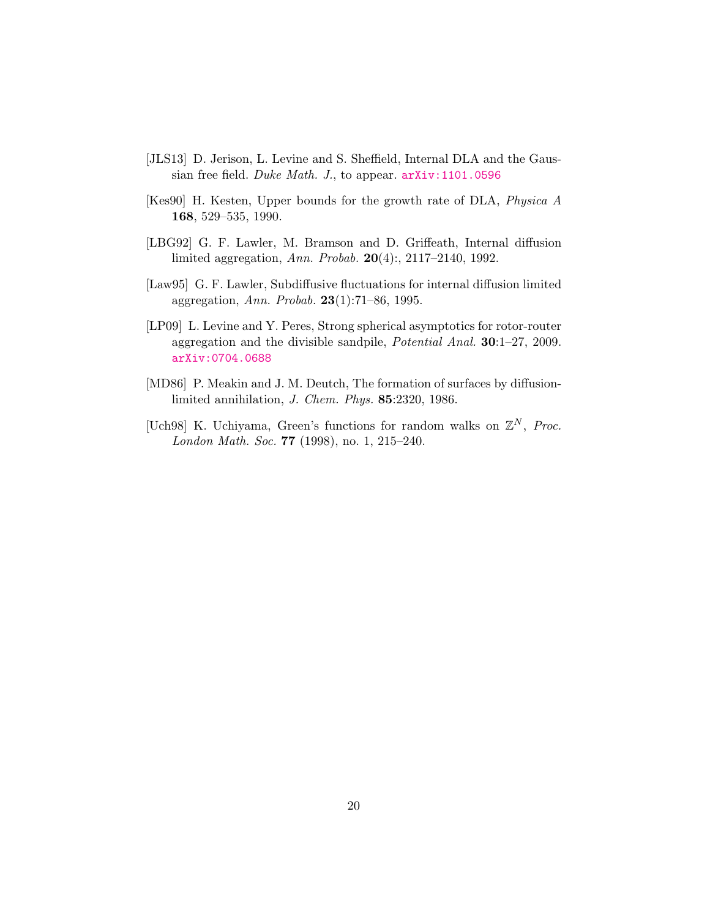[JLS13] D. Jerison, L. Levine and S. Sheffield, Internal DLA and the Gaussian free field. *Duke Math. J.*, to appear. arXiv:1101.0596

[Kes90] H. Kesten, Upper bounds for the growth rate of DLA, *Physica A* **168**, 529–535, 1990.

[LBG92] G. F. Lawler, M. Bramson and D. Griffeath, Internal diffusion limited aggregation, *Ann. Probab.* **20**(4):, 2117–2140, 1992.

[Law95] G. F. Lawler, Subdiffusive fluctuations for internal diffusion limited aggregation, *Ann. Probab.* **23**(1):71–86, 1995.

[LP09] L. Levine and Y. Peres, Strong spherical asymptotics for rotor-router aggregation and the divisible sandpile, *Potential Anal.* **30**:1–27, 2009. arXiv:0704.0688

[MD86] P. Meakin and J. M. Deutch, The formation of surfaces by diffusion-limited annihilation, *J. Chem. Phys.* **85**:2320, 1986.

[Uch98] K. Uchiyama, Green's functions for random walks on $\mathbb{Z}^N$, *Proc. London Math. Soc.* **77** (1998), no. 1, 215–240.